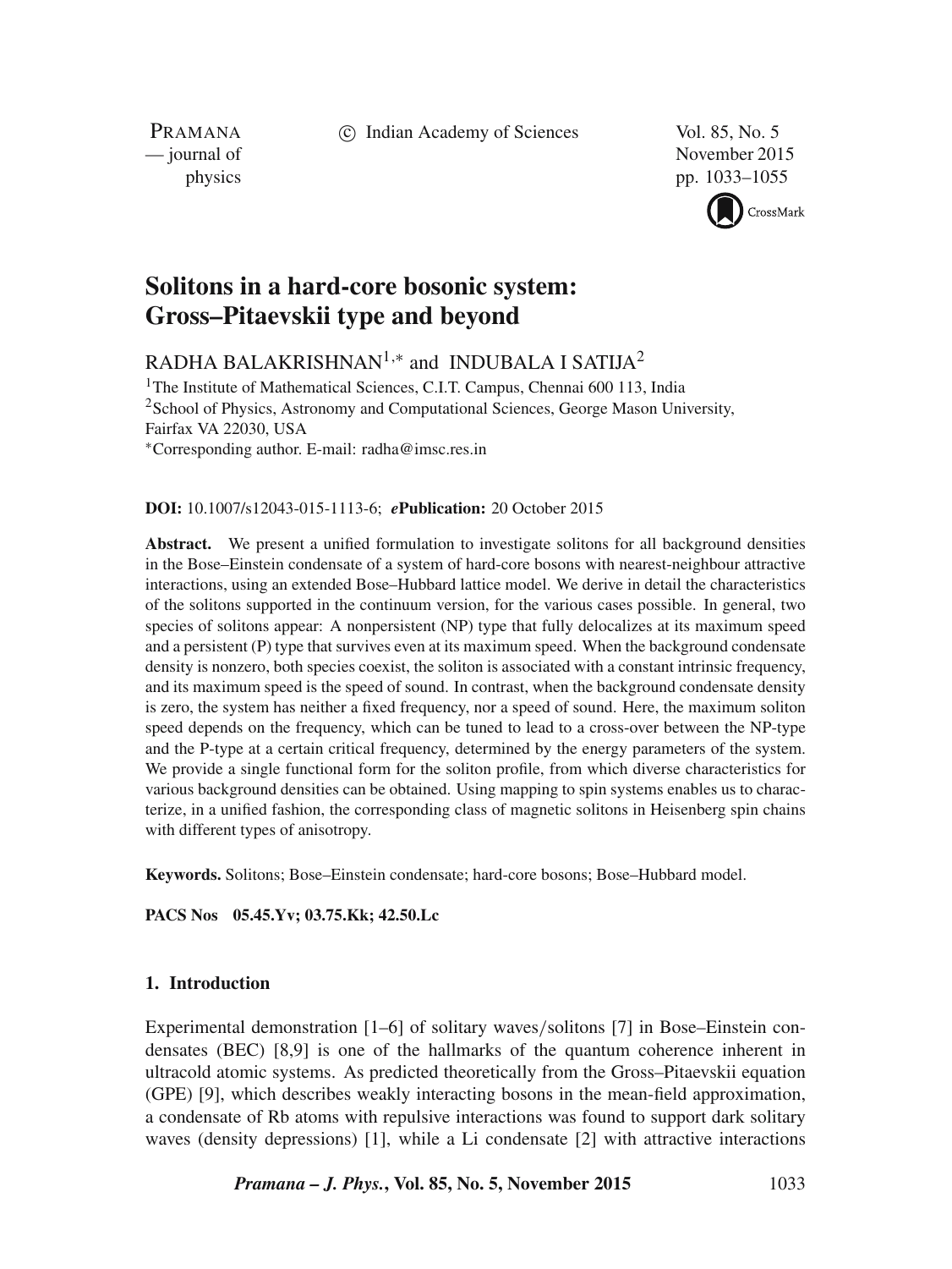# Solitons in a hard-core bosonic system: Gross–Pitaevskii type and beyond

RADHA BALAKRISHNAN[1,*] and INDUBALA I SATIJA[2]

[1]The Institute of Mathematical Sciences, C.I.T. Campus, Chennai 600 113, India

[2]School of Physics, Astronomy and Computational Sciences, George Mason University, Fairfax VA 22030, USA

[*]Corresponding author. E-mail: radha@imsc.res.in

**DOI:** 10.1007/s12043-015-1113-6; ***e*Publication:** 20 October 2015

**Abstract.** We present a unified formulation to investigate solitons for all background densities in the Bose–Einstein condensate of a system of hard-core bosons with nearest-neighbour attractive interactions, using an extended Bose–Hubbard lattice model. We derive in detail the characteristics of the solitons supported in the continuum version, for the various cases possible. In general, two species of solitons appear: A nonpersistent (NP) type that fully delocalizes at its maximum speed and a persistent (P) type that survives even at its maximum speed. When the background condensate density is nonzero, both species coexist, the soliton is associated with a constant intrinsic frequency, and its maximum speed is the speed of sound. In contrast, when the background condensate density is zero, the system has neither a fixed frequency, nor a speed of sound. Here, the maximum soliton speed depends on the frequency, which can be tuned to lead to a cross-over between the NP-type and the P-type at a certain critical frequency, determined by the energy parameters of the system. We provide a single functional form for the soliton profile, from which diverse characteristics for various background densities can be obtained. Using mapping to spin systems enables us to characterize, in a unified fashion, the corresponding class of magnetic solitons in Heisenberg spin chains with different types of anisotropy.

**Keywords.** Solitons; Bose–Einstein condensate; hard-core bosons; Bose–Hubbard model.

**PACS Nos** 05.45.Yv; 03.75.Kk; 42.50.Lc

## 1. Introduction

Experimental demonstration [1–6] of solitary waves/solitons [7] in Bose–Einstein condensates (BEC) [8,9] is one of the hallmarks of the quantum coherence inherent in ultracold atomic systems. As predicted theoretically from the Gross–Pitaevskii equation (GPE) [9], which describes weakly interacting bosons in the mean-field approximation, a condensate of Rb atoms with repulsive interactions was found to support dark solitary waves (density depressions) [1], while a Li condensate [2] with attractive interactions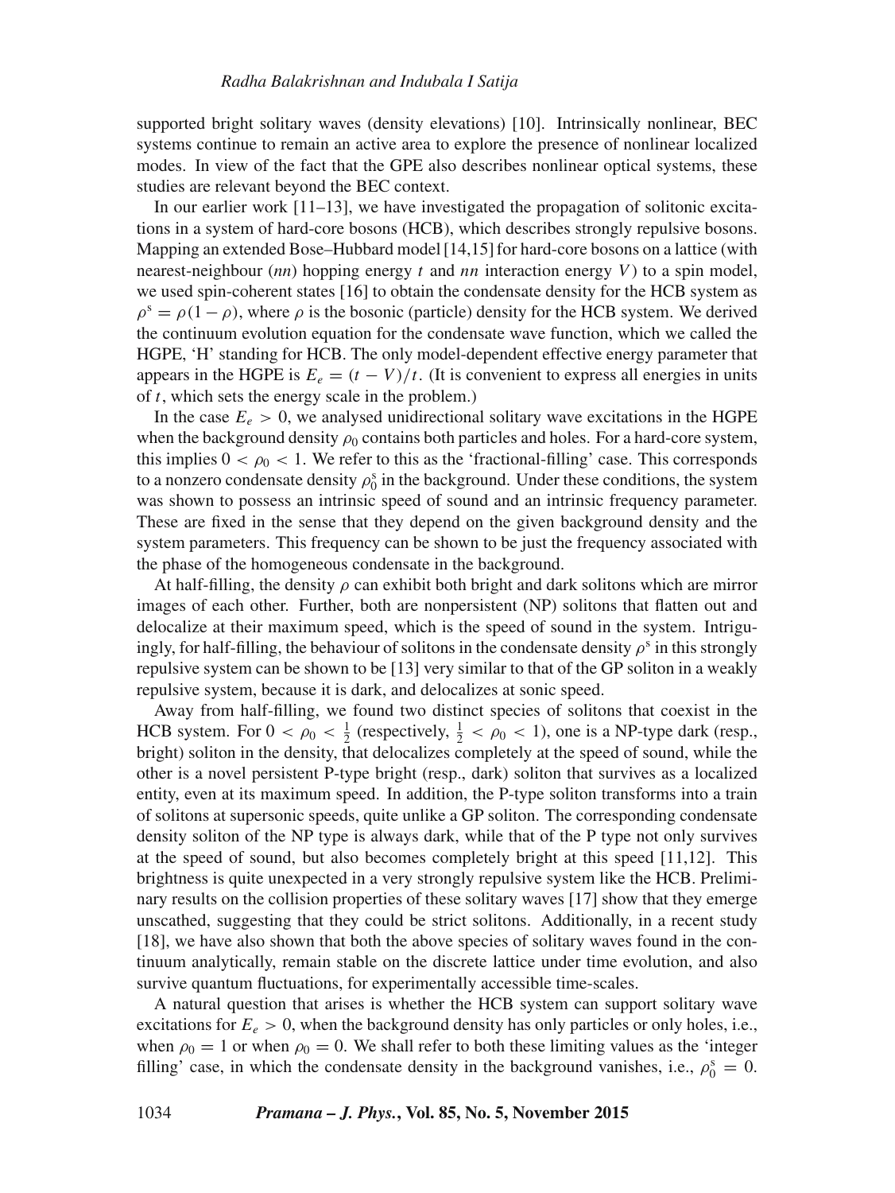supported bright solitary waves (density elevations) [10]. Intrinsically nonlinear, BEC systems continue to remain an active area to explore the presence of nonlinear localized modes. In view of the fact that the GPE also describes nonlinear optical systems, these studies are relevant beyond the BEC context.

In our earlier work [11–13], we have investigated the propagation of solitonic excitations in a system of hard-core bosons (HCB), which describes strongly repulsive bosons. Mapping an extended Bose–Hubbard model [14,15] for hard-core bosons on a lattice (with nearest-neighbour (*nn*) hopping energy $t$ and *nn* interaction energy $V$) to a spin model, we used spin-coherent states [16] to obtain the condensate density for the HCB system as $\rho^{\mathrm{s}} = \rho(1-\rho)$, where $\rho$ is the bosonic (particle) density for the HCB system. We derived the continuum evolution equation for the condensate wave function, which we called the HGPE, 'H' standing for HCB. The only model-dependent effective energy parameter that appears in the HGPE is $E_e = (t - V)/t$. (It is convenient to express all energies in units of $t$, which sets the energy scale in the problem.)

In the case $E_e > 0$, we analysed unidirectional solitary wave excitations in the HGPE when the background density $\rho_0$ contains both particles and holes. For a hard-core system, this implies $0 < \rho_0 < 1$. We refer to this as the 'fractional-filling' case. This corresponds to a nonzero condensate density $\rho_0^{\mathrm{s}}$ in the background. Under these conditions, the system was shown to possess an intrinsic speed of sound and an intrinsic frequency parameter. These are fixed in the sense that they depend on the given background density and the system parameters. This frequency can be shown to be just the frequency associated with the phase of the homogeneous condensate in the background.

At half-filling, the density $\rho$ can exhibit both bright and dark solitons which are mirror images of each other. Further, both are nonpersistent (NP) solitons that flatten out and delocalize at their maximum speed, which is the speed of sound in the system. Intriguingly, for half-filling, the behaviour of solitons in the condensate density $\rho^{\mathrm{s}}$ in this strongly repulsive system can be shown to be [13] very similar to that of the GP soliton in a weakly repulsive system, because it is dark, and delocalizes at sonic speed.

Away from half-filling, we found two distinct species of solitons that coexist in the HCB system. For $0 < \rho_0 < \frac{1}{2}$ (respectively, $\frac{1}{2} < \rho_0 < 1$), one is a NP-type dark (resp., bright) soliton in the density, that delocalizes completely at the speed of sound, while the other is a novel persistent P-type bright (resp., dark) soliton that survives as a localized entity, even at its maximum speed. In addition, the P-type soliton transforms into a train of solitons at supersonic speeds, quite unlike a GP soliton. The corresponding condensate density soliton of the NP type is always dark, while that of the P type not only survives at the speed of sound, but also becomes completely bright at this speed [11,12]. This brightness is quite unexpected in a very strongly repulsive system like the HCB. Preliminary results on the collision properties of these solitary waves [17] show that they emerge unscathed, suggesting that they could be strict solitons. Additionally, in a recent study [18], we have also shown that both the above species of solitary waves found in the continuum analytically, remain stable on the discrete lattice under time evolution, and also survive quantum fluctuations, for experimentally accessible time-scales.

A natural question that arises is whether the HCB system can support solitary wave excitations for $E_e > 0$, when the background density has only particles or only holes, i.e., when $\rho_0 = 1$ or when $\rho_0 = 0$. We shall refer to both these limiting values as the 'integer filling' case, in which the condensate density in the background vanishes, i.e., $\rho_0^{\mathrm{s}} = 0$.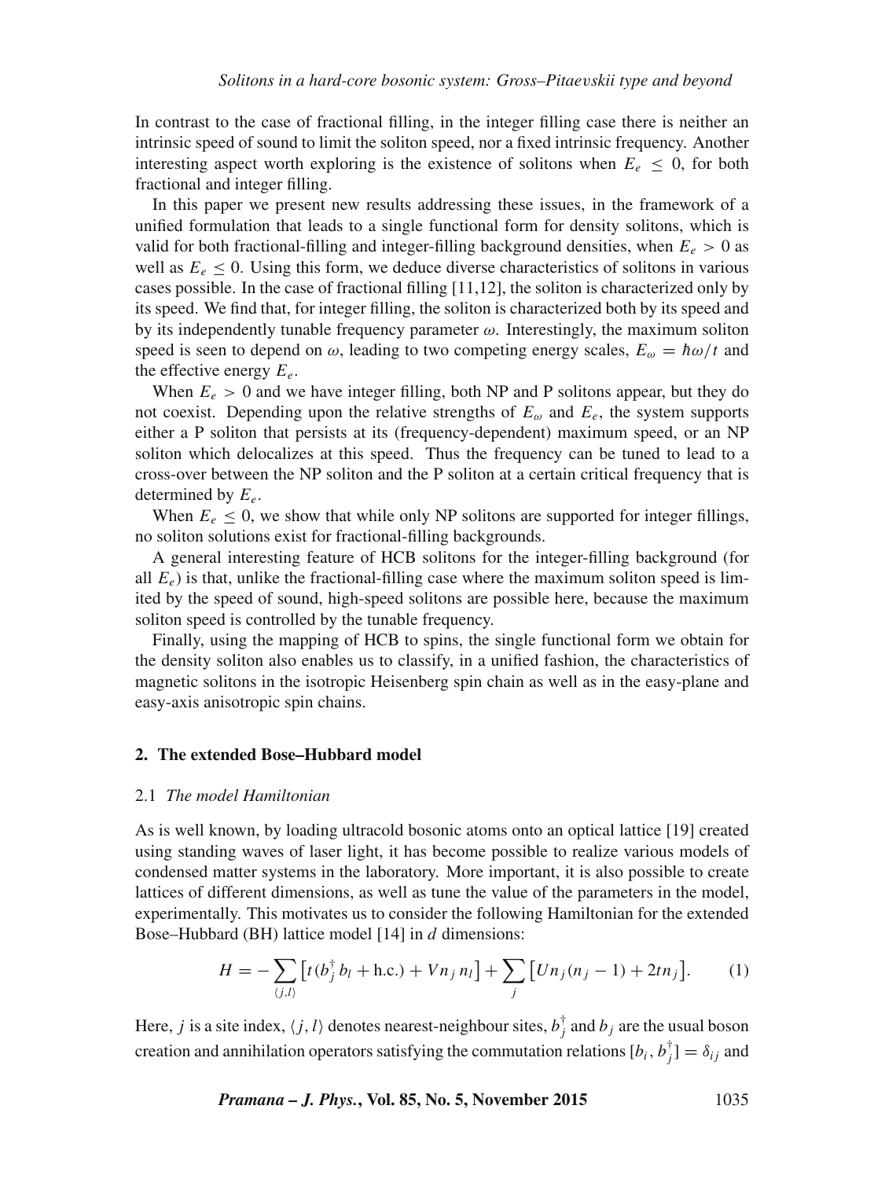In contrast to the case of fractional filling, in the integer filling case there is neither an intrinsic speed of sound to limit the soliton speed, nor a fixed intrinsic frequency. Another interesting aspect worth exploring is the existence of solitons when $E_e \le 0$, for both fractional and integer filling.

In this paper we present new results addressing these issues, in the framework of a unified formulation that leads to a single functional form for density solitons, which is valid for both fractional-filling and integer-filling background densities, when $E_e > 0$ as well as $E_e \le 0$. Using this form, we deduce diverse characteristics of solitons in various cases possible. In the case of fractional filling [11,12], the soliton is characterized only by its speed. We find that, for integer filling, the soliton is characterized both by its speed and by its independently tunable frequency parameter $\omega$. Interestingly, the maximum soliton speed is seen to depend on $\omega$, leading to two competing energy scales, $E_\omega = \hbar\omega/t$ and the effective energy $E_e$.

When $E_e > 0$ and we have integer filling, both NP and P solitons appear, but they do not coexist. Depending upon the relative strengths of $E_\omega$ and $E_e$, the system supports either a P soliton that persists at its (frequency-dependent) maximum speed, or an NP soliton which delocalizes at this speed. Thus the frequency can be tuned to lead to a cross-over between the NP soliton and the P soliton at a certain critical frequency that is determined by $E_e$.

When $E_e \le 0$, we show that while only NP solitons are supported for integer fillings, no soliton solutions exist for fractional-filling backgrounds.

A general interesting feature of HCB solitons for the integer-filling background (for all $E_e$) is that, unlike the fractional-filling case where the maximum soliton speed is limited by the speed of sound, high-speed solitons are possible here, because the maximum soliton speed is controlled by the tunable frequency.

Finally, using the mapping of HCB to spins, the single functional form we obtain for the density soliton also enables us to classify, in a unified fashion, the characteristics of magnetic solitons in the isotropic Heisenberg spin chain as well as in the easy-plane and easy-axis anisotropic spin chains.

## 2. The extended Bose–Hubbard model

### 2.1 *The model Hamiltonian*

As is well known, by loading ultracold bosonic atoms onto an optical lattice [19] created using standing waves of laser light, it has become possible to realize various models of condensed matter systems in the laboratory. More important, it is also possible to create lattices of different dimensions, as well as tune the value of the parameters in the model, experimentally. This motivates us to consider the following Hamiltonian for the extended Bose–Hubbard (BH) lattice model [14] in $d$ dimensions:

$$H = -\sum_{\langle j,l \rangle} \left[ t(b_j^\dagger b_l + \text{h.c.}) + V n_j n_l \right] + \sum_j \left[ U n_j (n_j - 1) + 2t n_j \right]. \tag{1}$$

Here, $j$ is a site index, $\langle j, l \rangle$ denotes nearest-neighbour sites, $b_j^\dagger$ and $b_j$ are the usual boson creation and annihilation operators satisfying the commutation relations $[b_i, b_j^\dagger] = \delta_{ij}$ and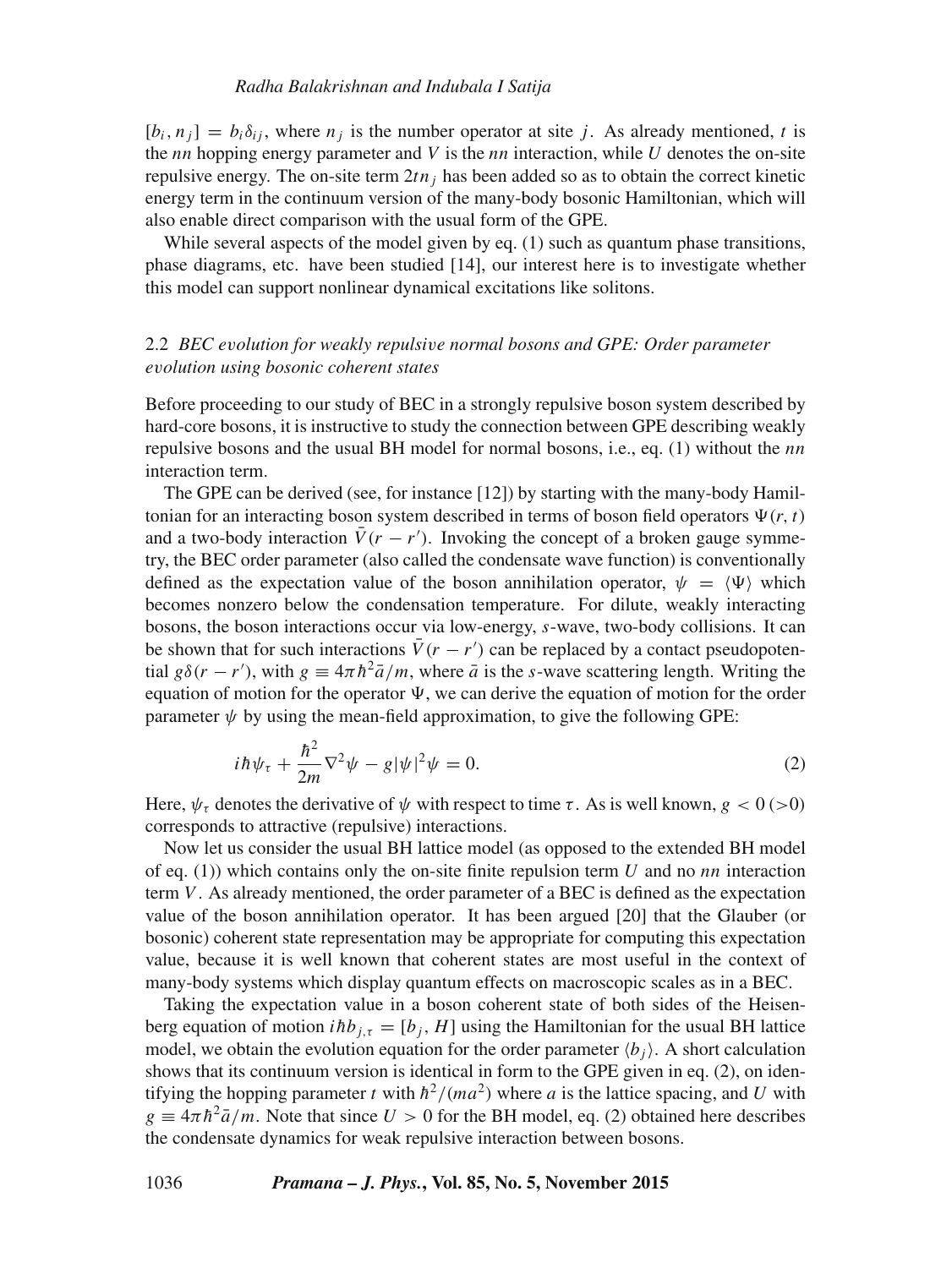$[b_i, n_j] = b_i \delta_{ij}$, where $n_j$ is the number operator at site $j$. As already mentioned, $t$ is the *nn* hopping energy parameter and $V$ is the *nn* interaction, while $U$ denotes the on-site repulsive energy. The on-site term $2tn_j$ has been added so as to obtain the correct kinetic energy term in the continuum version of the many-body bosonic Hamiltonian, which will also enable direct comparison with the usual form of the GPE.

While several aspects of the model given by eq. (1) such as quantum phase transitions, phase diagrams, etc. have been studied [14], our interest here is to investigate whether this model can support nonlinear dynamical excitations like solitons.

### 2.2 *BEC evolution for weakly repulsive normal bosons and GPE: Order parameter evolution using bosonic coherent states*

Before proceeding to our study of BEC in a strongly repulsive boson system described by hard-core bosons, it is instructive to study the connection between GPE describing weakly repulsive bosons and the usual BH model for normal bosons, i.e., eq. (1) without the *nn* interaction term.

The GPE can be derived (see, for instance [12]) by starting with the many-body Hamiltonian for an interacting boson system described in terms of boson field operators $\Psi(r, t)$ and a two-body interaction $\bar{V}(r - r')$. Invoking the concept of a broken gauge symmetry, the BEC order parameter (also called the condensate wave function) is conventionally defined as the expectation value of the boson annihilation operator, $\psi = \langle \Psi \rangle$ which becomes nonzero below the condensation temperature. For dilute, weakly interacting bosons, the boson interactions occur via low-energy, $s$-wave, two-body collisions. It can be shown that for such interactions $\bar{V}(r - r')$ can be replaced by a contact pseudopotential $g\delta(r - r')$, with $g \equiv 4\pi\hbar^2\bar{a}/m$, where $\bar{a}$ is the $s$-wave scattering length. Writing the equation of motion for the operator $\Psi$, we can derive the equation of motion for the order parameter $\psi$ by using the mean-field approximation, to give the following GPE:

$$i\hbar\psi_\tau + \frac{\hbar^2}{2m}\nabla^2\psi - g|\psi|^2\psi = 0. \tag{2}$$

Here, $\psi_\tau$ denotes the derivative of $\psi$ with respect to time $\tau$. As is well known, $g < 0$ ($>0$) corresponds to attractive (repulsive) interactions.

Now let us consider the usual BH lattice model (as opposed to the extended BH model of eq. (1)) which contains only the on-site finite repulsion term $U$ and no *nn* interaction term $V$. As already mentioned, the order parameter of a BEC is defined as the expectation value of the boson annihilation operator. It has been argued [20] that the Glauber (or bosonic) coherent state representation may be appropriate for computing this expectation value, because it is well known that coherent states are most useful in the context of many-body systems which display quantum effects on macroscopic scales as in a BEC.

Taking the expectation value in a boson coherent state of both sides of the Heisenberg equation of motion $i\hbar b_{j,\tau} = [b_j, H]$ using the Hamiltonian for the usual BH lattice model, we obtain the evolution equation for the order parameter $\langle b_j \rangle$. A short calculation shows that its continuum version is identical in form to the GPE given in eq. (2), on identifying the hopping parameter $t$ with $\hbar^2/(ma^2)$ where $a$ is the lattice spacing, and $U$ with $g \equiv 4\pi\hbar^2\bar{a}/m$. Note that since $U > 0$ for the BH model, eq. (2) obtained here describes the condensate dynamics for weak repulsive interaction between bosons.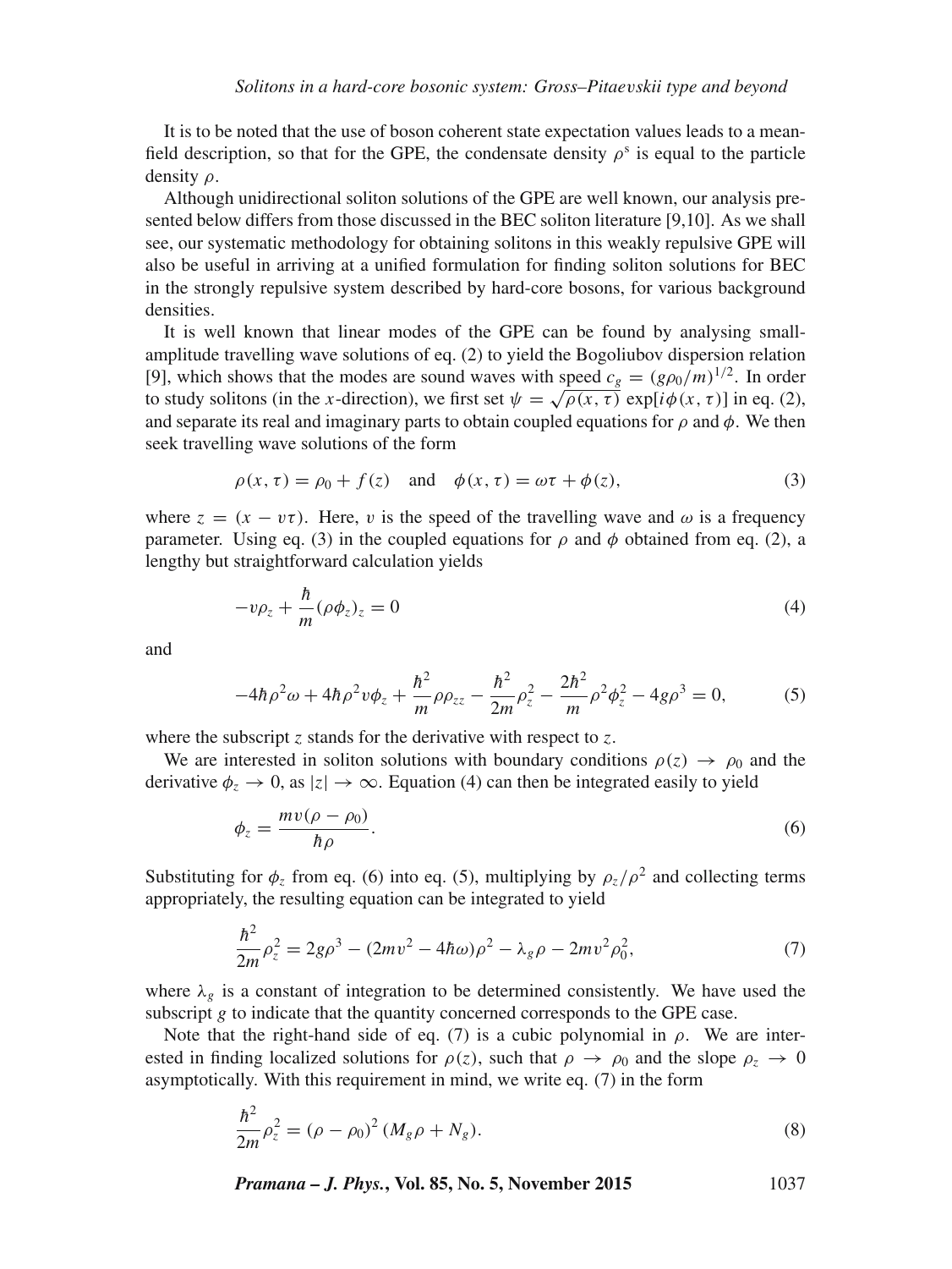It is to be noted that the use of boson coherent state expectation values leads to a mean-field description, so that for the GPE, the condensate density $\rho^{\mathrm{s}}$ is equal to the particle density $\rho$.

Although unidirectional soliton solutions of the GPE are well known, our analysis presented below differs from those discussed in the BEC soliton literature [9,10]. As we shall see, our systematic methodology for obtaining solitons in this weakly repulsive GPE will also be useful in arriving at a unified formulation for finding soliton solutions for BEC in the strongly repulsive system described by hard-core bosons, for various background densities.

It is well known that linear modes of the GPE can be found by analysing small-amplitude travelling wave solutions of eq. (2) to yield the Bogoliubov dispersion relation [9], which shows that the modes are sound waves with speed $c_g = (g\rho_0/m)^{1/2}$. In order to study solitons (in the $x$-direction), we first set $\psi = \sqrt{\rho(x,\tau)}\,\exp[i\phi(x,\tau)]$ in eq. (2), and separate its real and imaginary parts to obtain coupled equations for $\rho$ and $\phi$. We then seek travelling wave solutions of the form

$$\rho(x,\tau) = \rho_0 + f(z) \quad \text{and} \quad \phi(x,\tau) = \omega\tau + \phi(z), \tag{3}$$

where $z = (x - v\tau)$. Here, $v$ is the speed of the travelling wave and $\omega$ is a frequency parameter. Using eq. (3) in the coupled equations for $\rho$ and $\phi$ obtained from eq. (2), a lengthy but straightforward calculation yields

$$-v\rho_z + \frac{\hbar}{m}(\rho\phi_z)_z = 0 \tag{4}$$

and

$$-4\hbar\rho^2\omega + 4\hbar\rho^2 v\phi_z + \frac{\hbar^2}{m}\rho\rho_{zz} - \frac{\hbar^2}{2m}\rho_z^2 - \frac{2\hbar^2}{m}\rho^2\phi_z^2 - 4g\rho^3 = 0, \tag{5}$$

where the subscript $z$ stands for the derivative with respect to $z$.

We are interested in soliton solutions with boundary conditions $\rho(z) \to \rho_0$ and the derivative $\phi_z \to 0$, as $|z| \to \infty$. Equation (4) can then be integrated easily to yield

$$\phi_z = \frac{mv(\rho - \rho_0)}{\hbar\rho}. \tag{6}$$

Substituting for $\phi_z$ from eq. (6) into eq. (5), multiplying by $\rho_z/\rho^2$ and collecting terms appropriately, the resulting equation can be integrated to yield

$$\frac{\hbar^2}{2m}\rho_z^2 = 2g\rho^3 - (2mv^2 - 4\hbar\omega)\rho^2 - \lambda_g\rho - 2mv^2\rho_0^2, \tag{7}$$

where $\lambda_g$ is a constant of integration to be determined consistently. We have used the subscript $g$ to indicate that the quantity concerned corresponds to the GPE case.

Note that the right-hand side of eq. (7) is a cubic polynomial in $\rho$. We are interested in finding localized solutions for $\rho(z)$, such that $\rho \to \rho_0$ and the slope $\rho_z \to 0$ asymptotically. With this requirement in mind, we write eq. (7) in the form

$$\frac{\hbar^2}{2m}\rho_z^2 = (\rho - \rho_0)^2\,(M_g\rho + N_g). \tag{8}$$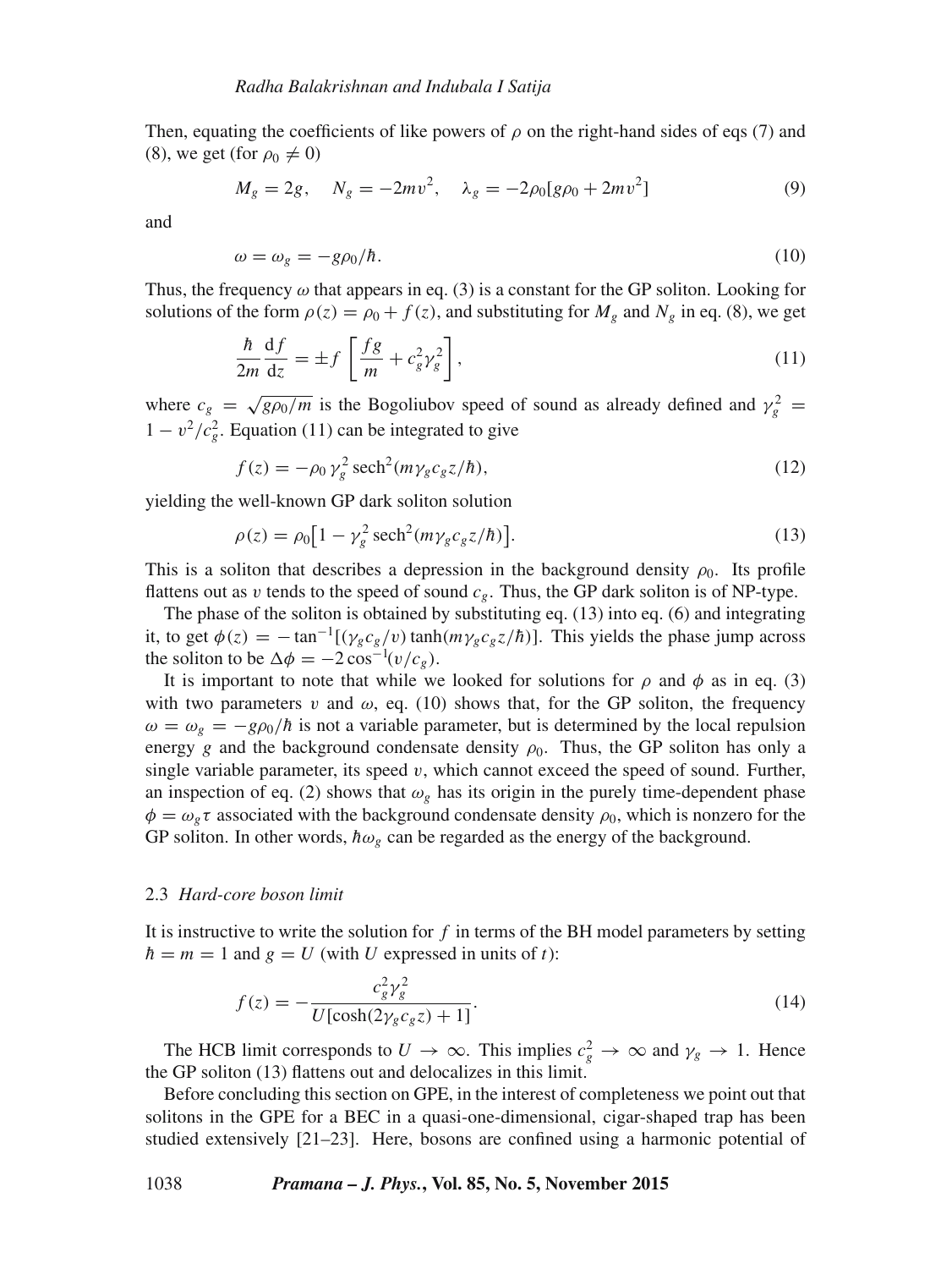Then, equating the coefficients of like powers of $\rho$ on the right-hand sides of eqs (7) and (8), we get (for $\rho_0 \neq 0$)

$$M_g = 2g, \quad N_g = -2mv^2, \quad \lambda_g = -2\rho_0[g\rho_0 + 2mv^2] \tag{9}$$

and

$$\omega = \omega_g = -g\rho_0/\hbar. \tag{10}$$

Thus, the frequency $\omega$ that appears in eq. (3) is a constant for the GP soliton. Looking for solutions of the form $\rho(z) = \rho_0 + f(z)$, and substituting for $M_g$ and $N_g$ in eq. (8), we get

$$\frac{\hbar}{2m}\frac{\mathrm{d}f}{\mathrm{d}z} = \pm f\left[\frac{fg}{m} + c_g^2\gamma_g^2\right], \tag{11}$$

where $c_g = \sqrt{g\rho_0/m}$ is the Bogoliubov speed of sound as already defined and $\gamma_g^2 = 1 - v^2/c_g^2$. Equation (11) can be integrated to give

$$f(z) = -\rho_0\,\gamma_g^2\,\mathrm{sech}^2(m\gamma_g c_g z/\hbar), \tag{12}$$

yielding the well-known GP dark soliton solution

$$\rho(z) = \rho_0\big[1 - \gamma_g^2\,\mathrm{sech}^2(m\gamma_g c_g z/\hbar)\big]. \tag{13}$$

This is a soliton that describes a depression in the background density $\rho_0$. Its profile flattens out as $v$ tends to the speed of sound $c_g$. Thus, the GP dark soliton is of NP-type.

The phase of the soliton is obtained by substituting eq. (13) into eq. (6) and integrating it, to get $\phi(z) = -\tan^{-1}[(\gamma_g c_g/v)\tanh(m\gamma_g c_g z/\hbar)]$. This yields the phase jump across the soliton to be $\Delta\phi = -2\cos^{-1}(v/c_g)$.

It is important to note that while we looked for solutions for $\rho$ and $\phi$ as in eq. (3) with two parameters $v$ and $\omega$, eq. (10) shows that, for the GP soliton, the frequency $\omega = \omega_g = -g\rho_0/\hbar$ is not a variable parameter, but is determined by the local repulsion energy $g$ and the background condensate density $\rho_0$. Thus, the GP soliton has only a single variable parameter, its speed $v$, which cannot exceed the speed of sound. Further, an inspection of eq. (2) shows that $\omega_g$ has its origin in the purely time-dependent phase $\phi = \omega_g\tau$ associated with the background condensate density $\rho_0$, which is nonzero for the GP soliton. In other words, $\hbar\omega_g$ can be regarded as the energy of the background.

### 2.3 *Hard-core boson limit*

It is instructive to write the solution for $f$ in terms of the BH model parameters by setting $\hbar = m = 1$ and $g = U$ (with $U$ expressed in units of $t$):

$$f(z) = -\frac{c_g^2\gamma_g^2}{U[\cosh(2\gamma_g c_g z) + 1]}. \tag{14}$$

The HCB limit corresponds to $U \to \infty$. This implies $c_g^2 \to \infty$ and $\gamma_g \to 1$. Hence the GP soliton (13) flattens out and delocalizes in this limit.

Before concluding this section on GPE, in the interest of completeness we point out that solitons in the GPE for a BEC in a quasi-one-dimensional, cigar-shaped trap has been studied extensively [21–23]. Here, bosons are confined using a harmonic potential of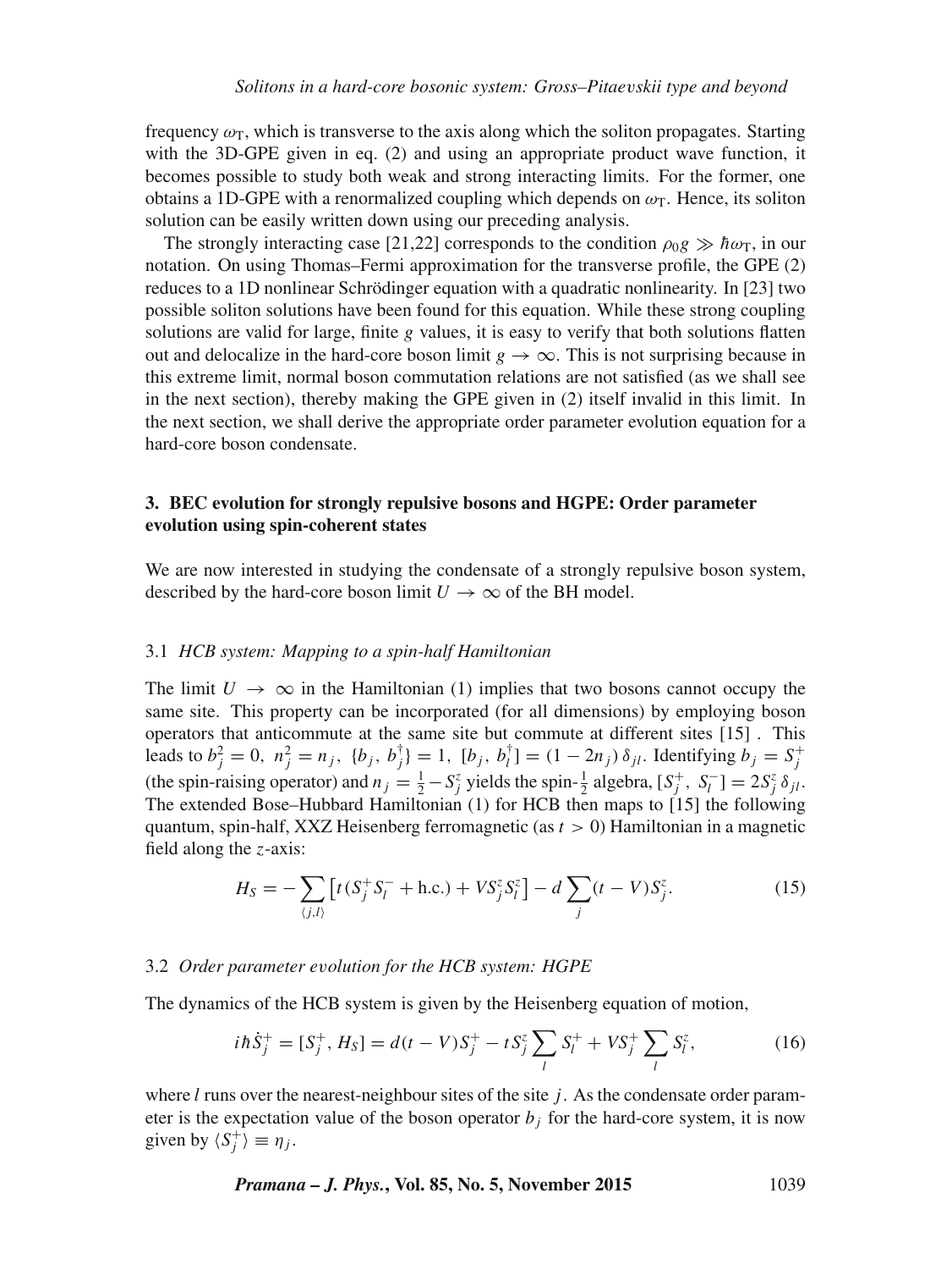frequency $\omega_{\mathrm{T}}$, which is transverse to the axis along which the soliton propagates. Starting with the 3D-GPE given in eq. (2) and using an appropriate product wave function, it becomes possible to study both weak and strong interacting limits. For the former, one obtains a 1D-GPE with a renormalized coupling which depends on $\omega_{\mathrm{T}}$. Hence, its soliton solution can be easily written down using our preceding analysis.

The strongly interacting case [21,22] corresponds to the condition $\rho_0 g \gg \hbar\omega_{\mathrm{T}}$, in our notation. On using Thomas–Fermi approximation for the transverse profile, the GPE (2) reduces to a 1D nonlinear Schrödinger equation with a quadratic nonlinearity. In [23] two possible soliton solutions have been found for this equation. While these strong coupling solutions are valid for large, finite $g$ values, it is easy to verify that both solutions flatten out and delocalize in the hard-core boson limit $g \to \infty$. This is not surprising because in this extreme limit, normal boson commutation relations are not satisfied (as we shall see in the next section), thereby making the GPE given in (2) itself invalid in this limit. In the next section, we shall derive the appropriate order parameter evolution equation for a hard-core boson condensate.

## 3. BEC evolution for strongly repulsive bosons and HGPE: Order parameter evolution using spin-coherent states

We are now interested in studying the condensate of a strongly repulsive boson system, described by the hard-core boson limit $U \to \infty$ of the BH model.

### 3.1 *HCB system: Mapping to a spin-half Hamiltonian*

The limit $U \to \infty$ in the Hamiltonian (1) implies that two bosons cannot occupy the same site. This property can be incorporated (for all dimensions) by employing boson operators that anticommute at the same site but commute at different sites [15] . This leads to $b_j^2 = 0,\ n_j^2 = n_j,\ \{b_j,\ b_j^\dagger\} = 1,\ [b_j,\ b_l^\dagger] = (1 - 2n_j)\,\delta_{jl}$. Identifying $b_j = S_j^+$ (the spin-raising operator) and $n_j = \frac{1}{2} - S_j^z$ yields the spin-$\frac{1}{2}$ algebra, $[S_j^+,\ S_l^-] = 2S_j^z\,\delta_{jl}$. The extended Bose–Hubbard Hamiltonian (1) for HCB then maps to [15] the following quantum, spin-half, XXZ Heisenberg ferromagnetic (as $t > 0$) Hamiltonian in a magnetic field along the $z$-axis:

$$H_S = -\sum_{\langle j,l\rangle}\left[t\,(S_j^+ S_l^- + \text{h.c.}) + V S_j^z S_l^z\right] - d\sum_j (t - V) S_j^z. \tag{15}$$

### 3.2 *Order parameter evolution for the HCB system: HGPE*

The dynamics of the HCB system is given by the Heisenberg equation of motion,

$$i\hbar\dot{S}_j^+ = [S_j^+, H_S] = d(t - V)S_j^+ - tS_j^z\sum_l S_l^+ + VS_j^+\sum_l S_l^z, \tag{16}$$

where $l$ runs over the nearest-neighbour sites of the site $j$. As the condensate order parameter is the expectation value of the boson operator $b_j$ for the hard-core system, it is now given by $\langle S_j^+\rangle \equiv \eta_j$.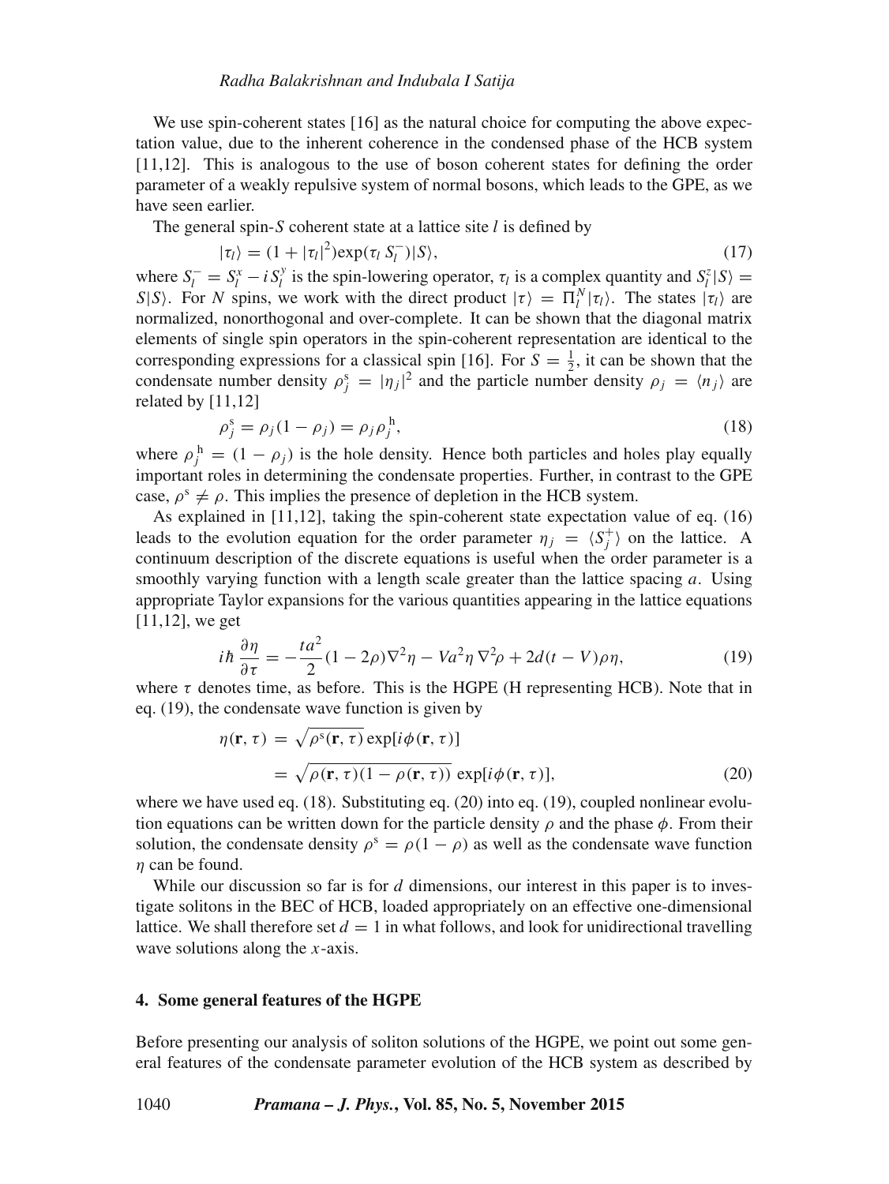We use spin-coherent states [16] as the natural choice for computing the above expectation value, due to the inherent coherence in the condensed phase of the HCB system [11,12]. This is analogous to the use of boson coherent states for defining the order parameter of a weakly repulsive system of normal bosons, which leads to the GPE, as we have seen earlier.

The general spin-$S$ coherent state at a lattice site $l$ is defined by

$$|\tau_l\rangle = (1 + |\tau_l|^2)\exp(\tau_l\, S_l^-)|S\rangle, \tag{17}$$

where $S_l^- = S_l^x - i\, S_l^y$ is the spin-lowering operator, $\tau_l$ is a complex quantity and $S_l^z|S\rangle = S|S\rangle$. For $N$ spins, we work with the direct product $|\tau\rangle = \Pi_l^N|\tau_l\rangle$. The states $|\tau_l\rangle$ are normalized, nonorthogonal and over-complete. It can be shown that the diagonal matrix elements of single spin operators in the spin-coherent representation are identical to the corresponding expressions for a classical spin [16]. For $S = \frac{1}{2}$, it can be shown that the condensate number density $\rho_j^{\mathrm{s}} = |\eta_j|^2$ and the particle number density $\rho_j = \langle n_j\rangle$ are related by [11,12]

$$\rho_j^{\mathrm{s}} = \rho_j(1 - \rho_j) = \rho_j\rho_j^{\mathrm{h}}, \tag{18}$$

where $\rho_j^{\mathrm{h}} = (1 - \rho_j)$ is the hole density. Hence both particles and holes play equally important roles in determining the condensate properties. Further, in contrast to the GPE case, $\rho^{\mathrm{s}} \neq \rho$. This implies the presence of depletion in the HCB system.

As explained in [11,12], taking the spin-coherent state expectation value of eq. (16) leads to the evolution equation for the order parameter $\eta_j = \langle S_j^+\rangle$ on the lattice. A continuum description of the discrete equations is useful when the order parameter is a smoothly varying function with a length scale greater than the lattice spacing $a$. Using appropriate Taylor expansions for the various quantities appearing in the lattice equations [11,12], we get

$$i\hbar\,\frac{\partial\eta}{\partial\tau} = -\frac{ta^2}{2}(1 - 2\rho)\nabla^2\eta - Va^2\eta\,\nabla^2\rho + 2d(t - V)\rho\eta, \tag{19}$$

where $\tau$ denotes time, as before. This is the HGPE (H representing HCB). Note that in eq. (19), the condensate wave function is given by

$$\begin{aligned}
\eta(\mathbf{r},\tau) &= \sqrt{\rho^{\mathrm{s}}(\mathbf{r},\tau)}\exp[i\phi(\mathbf{r},\tau)] \\
&= \sqrt{\rho(\mathbf{r},\tau)(1 - \rho(\mathbf{r},\tau))}\,\exp[i\phi(\mathbf{r},\tau)],
\end{aligned} \tag{20}$$

where we have used eq. (18). Substituting eq. (20) into eq. (19), coupled nonlinear evolution equations can be written down for the particle density $\rho$ and the phase $\phi$. From their solution, the condensate density $\rho^{\mathrm{s}} = \rho(1 - \rho)$ as well as the condensate wave function $\eta$ can be found.

While our discussion so far is for $d$ dimensions, our interest in this paper is to investigate solitons in the BEC of HCB, loaded appropriately on an effective one-dimensional lattice. We shall therefore set $d = 1$ in what follows, and look for unidirectional travelling wave solutions along the $x$-axis.

## 4. Some general features of the HGPE

Before presenting our analysis of soliton solutions of the HGPE, we point out some general features of the condensate parameter evolution of the HCB system as described by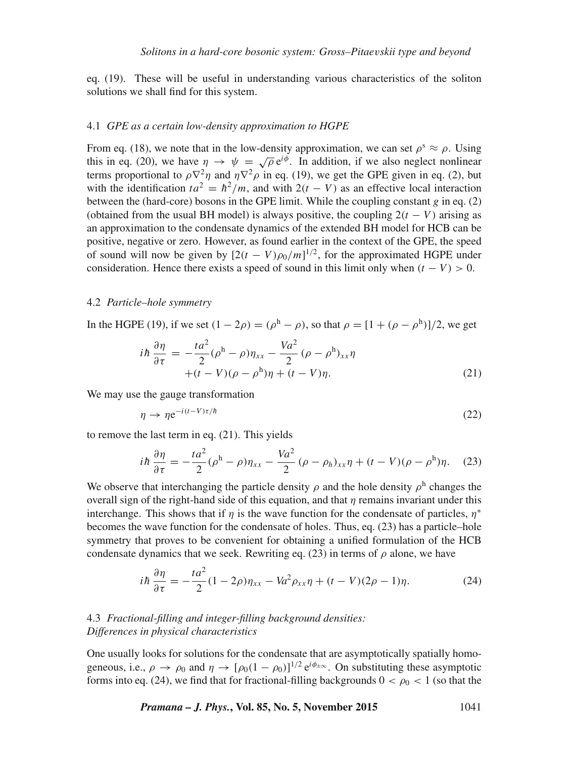eq. (19). These will be useful in understanding various characteristics of the soliton solutions we shall find for this system.

### 4.1 *GPE as a certain low-density approximation to HGPE*

From eq. (18), we note that in the low-density approximation, we can set $\rho^{\mathrm{s}} \approx \rho$. Using this in eq. (20), we have $\eta \rightarrow \psi = \sqrt{\rho}\,\mathrm{e}^{i\phi}$. In addition, if we also neglect nonlinear terms proportional to $\rho\nabla^2\eta$ and $\eta\nabla^2\rho$ in eq. (19), we get the GPE given in eq. (2), but with the identification $ta^2 = \hbar^2/m$, and with $2(t-V)$ as an effective local interaction between the (hard-core) bosons in the GPE limit. While the coupling constant $g$ in eq. (2) (obtained from the usual BH model) is always positive, the coupling $2(t-V)$ arising as an approximation to the condensate dynamics of the extended BH model for HCB can be positive, negative or zero. However, as found earlier in the context of the GPE, the speed of sound will now be given by $[2(t-V)\rho_0/m]^{1/2}$, for the approximated HGPE under consideration. Hence there exists a speed of sound in this limit only when $(t-V) > 0$.

### 4.2 *Particle–hole symmetry*

In the HGPE (19), if we set $(1-2\rho) = (\rho^{\mathrm{h}} - \rho)$, so that $\rho = [1 + (\rho - \rho^{\mathrm{h}})]/2$, we get

$$
\begin{aligned}
i\hbar\,\frac{\partial\eta}{\partial\tau} = &-\frac{ta^2}{2}(\rho^{\mathrm{h}} - \rho)\eta_{xx} - \frac{Va^2}{2}\,(\rho - \rho^{\mathrm{h}})_{xx}\eta \\
&+(t-V)(\rho - \rho^{\mathrm{h}})\eta + (t-V)\eta.
\end{aligned} \tag{21}
$$

We may use the gauge transformation

$$
\eta \rightarrow \eta\mathrm{e}^{-i(t-V)\tau/\hbar} \tag{22}
$$

to remove the last term in eq. (21). This yields

$$
i\hbar\,\frac{\partial\eta}{\partial\tau} = -\frac{ta^2}{2}(\rho^{\mathrm{h}} - \rho)\eta_{xx} - \frac{Va^2}{2}\,(\rho - \rho_h)_{xx}\eta + (t-V)(\rho - \rho^{\mathrm{h}})\eta. \tag{23}
$$

We observe that interchanging the particle density $\rho$ and the hole density $\rho^{\mathrm{h}}$ changes the overall sign of the right-hand side of this equation, and that $\eta$ remains invariant under this interchange. This shows that if $\eta$ is the wave function for the condensate of particles, $\eta^*$ becomes the wave function for the condensate of holes. Thus, eq. (23) has a particle–hole symmetry that proves to be convenient for obtaining a unified formulation of the HCB condensate dynamics that we seek. Rewriting eq. (23) in terms of $\rho$ alone, we have

$$
i\hbar\,\frac{\partial\eta}{\partial\tau} = -\frac{ta^2}{2}(1-2\rho)\eta_{xx} - Va^2\rho_{xx}\eta + (t-V)(2\rho - 1)\eta. \tag{24}
$$

### 4.3 *Fractional-filling and integer-filling background densities: Differences in physical characteristics*

One usually looks for solutions for the condensate that are asymptotically spatially homogeneous, i.e., $\rho \rightarrow \rho_0$ and $\eta \rightarrow [\rho_0(1-\rho_0)]^{1/2}\,\mathrm{e}^{i\phi_{\pm\infty}}$. On substituting these asymptotic forms into eq. (24), we find that for fractional-filling backgrounds $0 < \rho_0 < 1$ (so that the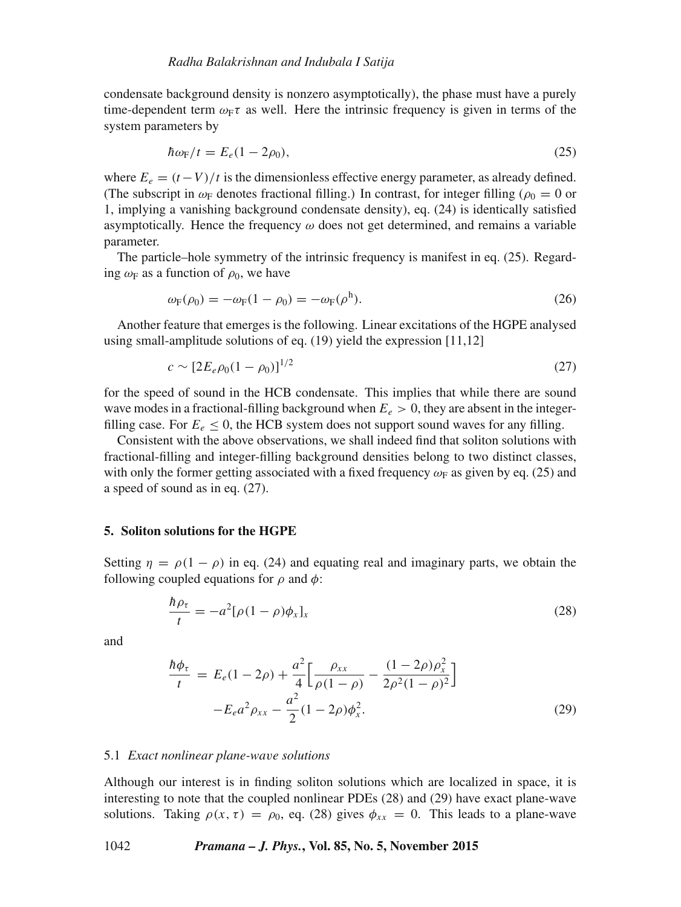condensate background density is nonzero asymptotically), the phase must have a purely time-dependent term $\omega_{\rm F}\tau$ as well. Here the intrinsic frequency is given in terms of the system parameters by

$$\hbar\omega_{\rm F}/t = E_e(1-2\rho_0), \tag{25}$$

where $E_e = (t-V)/t$ is the dimensionless effective energy parameter, as already defined. (The subscript in $\omega_{\rm F}$ denotes fractional filling.) In contrast, for integer filling ($\rho_0 = 0$ or 1, implying a vanishing background condensate density), eq. (24) is identically satisfied asymptotically. Hence the frequency $\omega$ does not get determined, and remains a variable parameter.

The particle–hole symmetry of the intrinsic frequency is manifest in eq. (25). Regarding $\omega_{\rm F}$ as a function of $\rho_0$, we have

$$\omega_{\rm F}(\rho_0) = -\omega_{\rm F}(1-\rho_0) = -\omega_{\rm F}(\rho^{\rm h}). \tag{26}$$

Another feature that emerges is the following. Linear excitations of the HGPE analysed using small-amplitude solutions of eq. (19) yield the expression [11,12]

$$c \sim [2E_e\rho_0(1-\rho_0)]^{1/2} \tag{27}$$

for the speed of sound in the HCB condensate. This implies that while there are sound wave modes in a fractional-filling background when $E_e > 0$, they are absent in the integer-filling case. For $E_e \leq 0$, the HCB system does not support sound waves for any filling.

Consistent with the above observations, we shall indeed find that soliton solutions with fractional-filling and integer-filling background densities belong to two distinct classes, with only the former getting associated with a fixed frequency $\omega_{\rm F}$ as given by eq. (25) and a speed of sound as in eq. (27).

## 5. Soliton solutions for the HGPE

Setting $\eta = \rho(1-\rho)$ in eq. (24) and equating real and imaginary parts, we obtain the following coupled equations for $\rho$ and $\phi$:

$$\frac{\hbar\rho_\tau}{t} = -a^2[\rho(1-\rho)\phi_x]_x \tag{28}$$

and

$$\begin{aligned}\frac{\hbar\phi_\tau}{t} &= E_e(1-2\rho) + \frac{a^2}{4}\Big[\frac{\rho_{xx}}{\rho(1-\rho)} - \frac{(1-2\rho)\rho_x^2}{2\rho^2(1-\rho)^2}\Big] \\ &\quad - E_e a^2\rho_{xx} - \frac{a^2}{2}(1-2\rho)\phi_x^2. \end{aligned} \tag{29}$$

### 5.1 *Exact nonlinear plane-wave solutions*

Although our interest is in finding soliton solutions which are localized in space, it is interesting to note that the coupled nonlinear PDEs (28) and (29) have exact plane-wave solutions. Taking $\rho(x,\tau) = \rho_0$, eq. (28) gives $\phi_{xx} = 0$. This leads to a plane-wave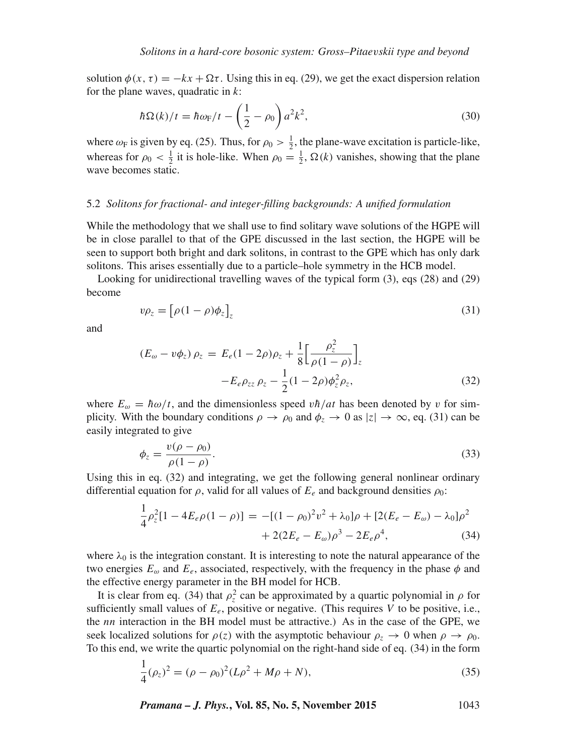solution $\phi(x, \tau) = -kx + \Omega\tau$. Using this in eq. (29), we get the exact dispersion relation for the plane waves, quadratic in $k$:

$$\hbar\Omega(k)/t = \hbar\omega_{\rm F}/t - \left(\frac{1}{2} - \rho_0\right) a^2 k^2, \tag{30}$$

where $\omega_{\rm F}$ is given by eq. (25). Thus, for $\rho_0 > \frac{1}{2}$, the plane-wave excitation is particle-like, whereas for $\rho_0 < \frac{1}{2}$ it is hole-like. When $\rho_0 = \frac{1}{2}$, $\Omega(k)$ vanishes, showing that the plane wave becomes static.

### 5.2 *Solitons for fractional- and integer-filling backgrounds: A unified formulation*

While the methodology that we shall use to find solitary wave solutions of the HGPE will be in close parallel to that of the GPE discussed in the last section, the HGPE will be seen to support both bright and dark solitons, in contrast to the GPE which has only dark solitons. This arises essentially due to a particle–hole symmetry in the HCB model.

Looking for unidirectional travelling waves of the typical form (3), eqs (28) and (29) become

$$v\rho_z = \left[\rho(1-\rho)\phi_z\right]_z \tag{31}$$

and

$$(E_\omega - v\phi_z)\,\rho_z = E_e(1-2\rho)\rho_z + \frac{1}{8}\Big[\frac{\rho_z^2}{\rho(1-\rho)}\Big]_z - E_e\rho_{zz}\,\rho_z - \frac{1}{2}(1-2\rho)\phi_z^2\rho_z, \tag{32}$$

where $E_\omega = \hbar\omega/t$, and the dimensionless speed $v\hbar/at$ has been denoted by $v$ for simplicity. With the boundary conditions $\rho \to \rho_0$ and $\phi_z \to 0$ as $|z| \to \infty$, eq. (31) can be easily integrated to give

$$\phi_z = \frac{v(\rho - \rho_0)}{\rho(1-\rho)}. \tag{33}$$

Using this in eq. (32) and integrating, we get the following general nonlinear ordinary differential equation for $\rho$, valid for all values of $E_e$ and background densities $\rho_0$:

$$\frac{1}{4}\rho_z^2[1 - 4E_e\rho(1-\rho)] = -[(1-\rho_0)^2v^2 + \lambda_0]\rho + [2(E_e - E_\omega) - \lambda_0]\rho^2 + 2(2E_e - E_\omega)\rho^3 - 2E_e\rho^4, \tag{34}$$

where $\lambda_0$ is the integration constant. It is interesting to note the natural appearance of the two energies $E_\omega$ and $E_e$, associated, respectively, with the frequency in the phase $\phi$ and the effective energy parameter in the BH model for HCB.

It is clear from eq. (34) that $\rho_z^2$ can be approximated by a quartic polynomial in $\rho$ for sufficiently small values of $E_e$, positive or negative. (This requires $V$ to be positive, i.e., the *nn* interaction in the BH model must be attractive.) As in the case of the GPE, we seek localized solutions for $\rho(z)$ with the asymptotic behaviour $\rho_z \to 0$ when $\rho \to \rho_0$. To this end, we write the quartic polynomial on the right-hand side of eq. (34) in the form

$$\frac{1}{4}(\rho_z)^2 = (\rho - \rho_0)^2(L\rho^2 + M\rho + N), \tag{35}$$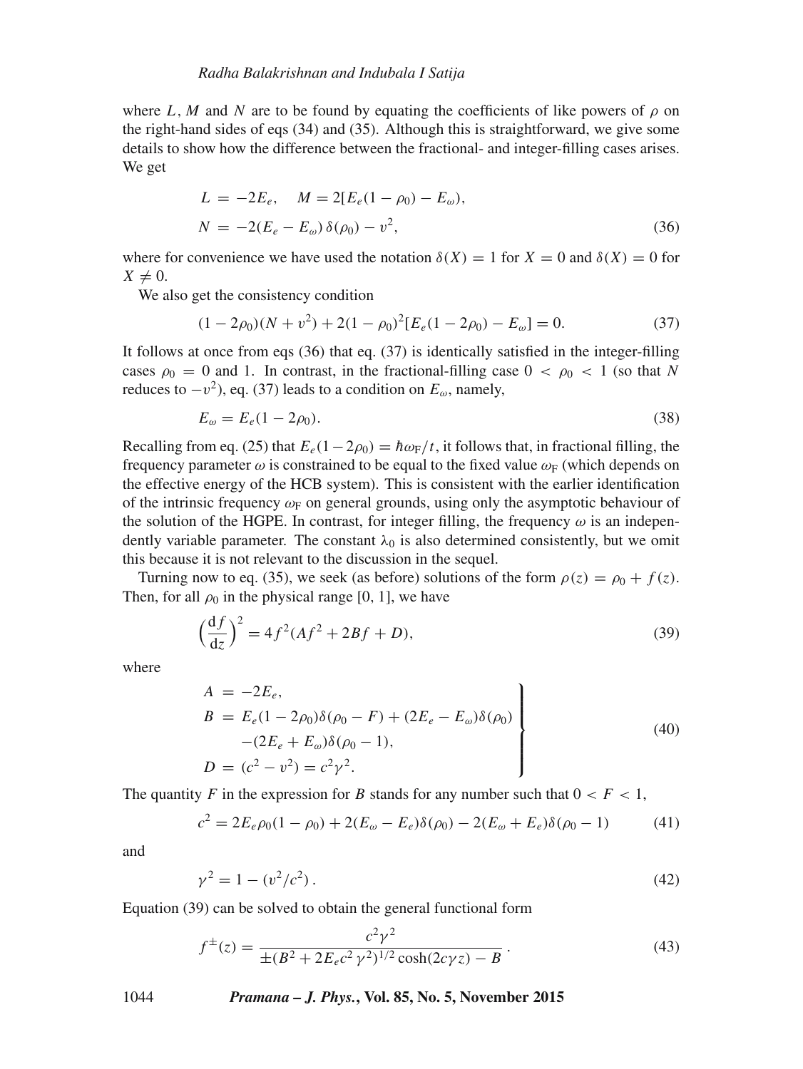where $L$, $M$ and $N$ are to be found by equating the coefficients of like powers of $\rho$ on the right-hand sides of eqs (34) and (35). Although this is straightforward, we give some details to show how the difference between the fractional- and integer-filling cases arises. We get

$$
\begin{aligned}
L &= -2E_e, \quad M = 2[E_e(1-\rho_0) - E_\omega), \\
N &= -2(E_e - E_\omega)\,\delta(\rho_0) - v^2,
\end{aligned} \tag{36}
$$

where for convenience we have used the notation $\delta(X) = 1$ for $X = 0$ and $\delta(X) = 0$ for $X \neq 0$.

We also get the consistency condition

$$
(1-2\rho_0)(N + v^2) + 2(1-\rho_0)^2[E_e(1-2\rho_0) - E_\omega] = 0. \tag{37}
$$

It follows at once from eqs (36) that eq. (37) is identically satisfied in the integer-filling cases $\rho_0 = 0$ and 1. In contrast, in the fractional-filling case $0 < \rho_0 < 1$ (so that $N$ reduces to $-v^2$), eq. (37) leads to a condition on $E_\omega$, namely,

$$
E_\omega = E_e(1-2\rho_0). \tag{38}
$$

Recalling from eq. (25) that $E_e(1-2\rho_0) = \hbar\omega_{\rm F}/t$, it follows that, in fractional filling, the frequency parameter $\omega$ is constrained to be equal to the fixed value $\omega_{\rm F}$ (which depends on the effective energy of the HCB system). This is consistent with the earlier identification of the intrinsic frequency $\omega_{\rm F}$ on general grounds, using only the asymptotic behaviour of the solution of the HGPE. In contrast, for integer filling, the frequency $\omega$ is an independently variable parameter. The constant $\lambda_0$ is also determined consistently, but we omit this because it is not relevant to the discussion in the sequel.

Turning now to eq. (35), we seek (as before) solutions of the form $\rho(z) = \rho_0 + f(z)$. Then, for all $\rho_0$ in the physical range [0, 1], we have

$$
\left(\frac{\mathrm{d}f}{\mathrm{d}z}\right)^2 = 4f^2(Af^2 + 2Bf + D), \tag{39}
$$

where

$$
\left.
\begin{aligned}
A &= -2E_e, \\
B &= E_e(1-2\rho_0)\delta(\rho_0 - F) + (2E_e - E_\omega)\delta(\rho_0) \\
&\quad -(2E_e + E_\omega)\delta(\rho_0 - 1), \\
D &= (c^2 - v^2) = c^2\gamma^2.
\end{aligned}
\right\} \tag{40}
$$

The quantity $F$ in the expression for $B$ stands for any number such that $0 < F < 1$,

$$
c^2 = 2E_e\rho_0(1-\rho_0) + 2(E_\omega - E_e)\delta(\rho_0) - 2(E_\omega + E_e)\delta(\rho_0 - 1) \tag{41}
$$

and

$$
\gamma^2 = 1 - (v^2/c^2)\,. \tag{42}
$$

Equation (39) can be solved to obtain the general functional form

$$
f^{\pm}(z) = \frac{c^2\gamma^2}{\pm(B^2 + 2E_e c^2\gamma^2)^{1/2}\cosh(2c\gamma z) - B}\,. \tag{43}
$$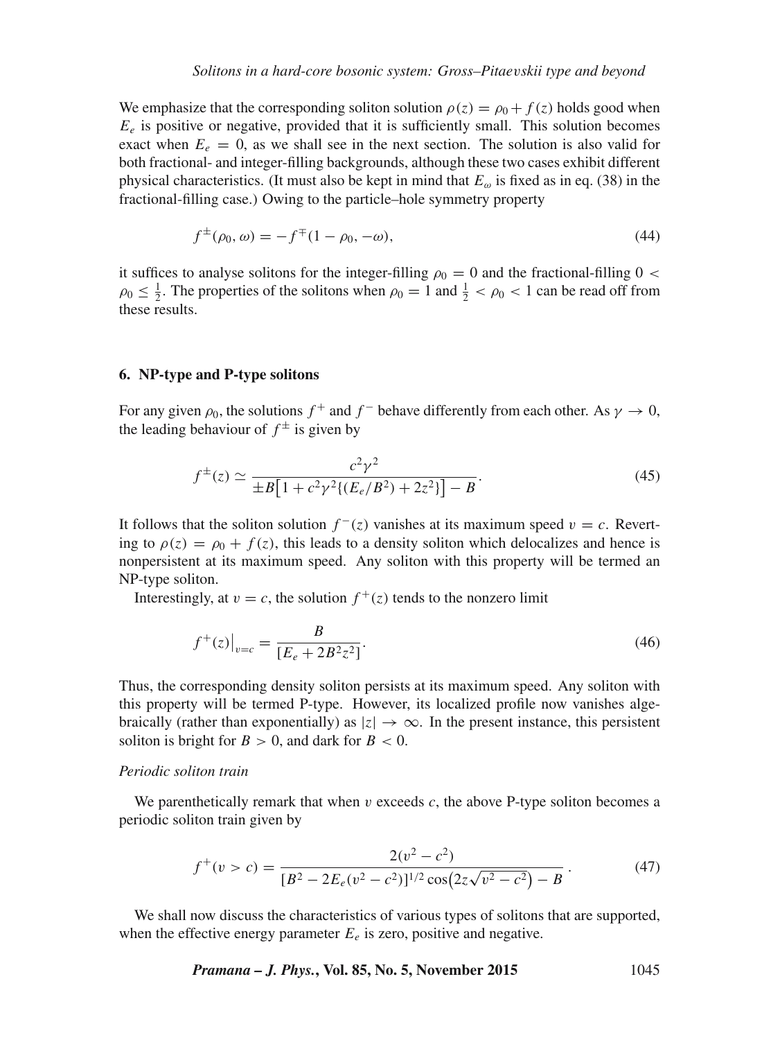We emphasize that the corresponding soliton solution $\rho(z) = \rho_0 + f(z)$ holds good when $E_e$ is positive or negative, provided that it is sufficiently small. This solution becomes exact when $E_e = 0$, as we shall see in the next section. The solution is also valid for both fractional- and integer-filling backgrounds, although these two cases exhibit different physical characteristics. (It must also be kept in mind that $E_\omega$ is fixed as in eq. (38) in the fractional-filling case.) Owing to the particle–hole symmetry property

$$f^{\pm}(\rho_0, \omega) = -f^{\mp}(1 - \rho_0, -\omega), \tag{44}$$

it suffices to analyse solitons for the integer-filling $\rho_0 = 0$ and the fractional-filling $0 < \rho_0 \leq \frac{1}{2}$. The properties of the solitons when $\rho_0 = 1$ and $\frac{1}{2} < \rho_0 < 1$ can be read off from these results.

## 6. NP-type and P-type solitons

For any given $\rho_0$, the solutions $f^+$ and $f^-$ behave differently from each other. As $\gamma \to 0$, the leading behaviour of $f^{\pm}$ is given by

$$f^{\pm}(z) \simeq \frac{c^2\gamma^2}{\pm B\left[1 + c^2\gamma^2\{(E_e/B^2) + 2z^2\}\right] - B}. \tag{45}$$

It follows that the soliton solution $f^-(z)$ vanishes at its maximum speed $v = c$. Reverting to $\rho(z) = \rho_0 + f(z)$, this leads to a density soliton which delocalizes and hence is nonpersistent at its maximum speed. Any soliton with this property will be termed an NP-type soliton.

Interestingly, at $v = c$, the solution $f^+(z)$ tends to the nonzero limit

$$f^+(z)\big|_{v=c} = \frac{B}{[E_e + 2B^2z^2]}. \tag{46}$$

Thus, the corresponding density soliton persists at its maximum speed. Any soliton with this property will be termed P-type. However, its localized profile now vanishes algebraically (rather than exponentially) as $|z| \to \infty$. In the present instance, this persistent soliton is bright for $B > 0$, and dark for $B < 0$.

*Periodic soliton train*

We parenthetically remark that when $v$ exceeds $c$, the above P-type soliton becomes a periodic soliton train given by

$$f^+(v > c) = \frac{2(v^2 - c^2)}{[B^2 - 2E_e(v^2 - c^2)]^{1/2}\cos\left(2z\sqrt{v^2 - c^2}\right) - B}. \tag{47}$$

We shall now discuss the characteristics of various types of solitons that are supported, when the effective energy parameter $E_e$ is zero, positive and negative.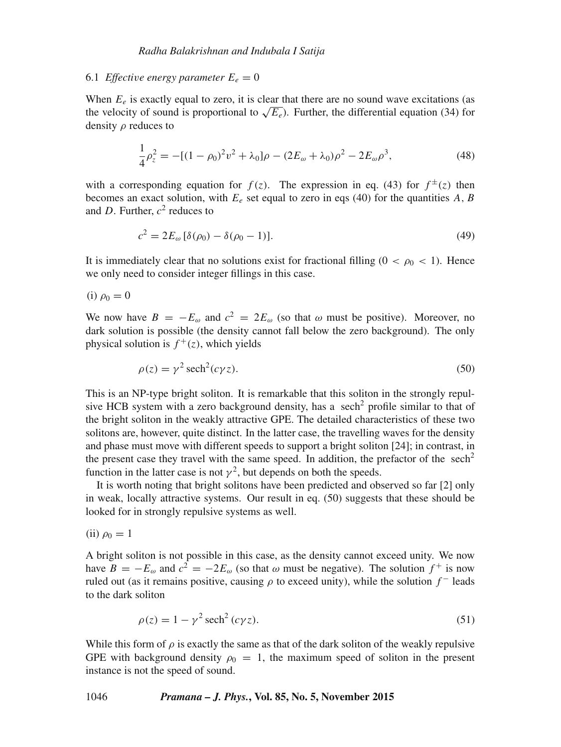### 6.1 *Effective energy parameter* $E_e = 0$

When $E_e$ is exactly equal to zero, it is clear that there are no sound wave excitations (as the velocity of sound is proportional to $\sqrt{E_e}$). Further, the differential equation (34) for density $\rho$ reduces to

$$\frac{1}{4}\rho_z^2 = -[(1-\rho_0)^2 v^2 + \lambda_0]\rho - (2E_\omega + \lambda_0)\rho^2 - 2E_\omega \rho^3, \tag{48}$$

with a corresponding equation for $f(z)$. The expression in eq. (43) for $f^{\pm}(z)$ then becomes an exact solution, with $E_e$ set equal to zero in eqs (40) for the quantities $A$, $B$ and $D$. Further, $c^2$ reduces to

$$c^2 = 2E_\omega\,[\delta(\rho_0) - \delta(\rho_0 - 1)]. \tag{49}$$

It is immediately clear that no solutions exist for fractional filling ($0 < \rho_0 < 1$). Hence we only need to consider integer fillings in this case.

(i) $\rho_0 = 0$

We now have $B = -E_\omega$ and $c^2 = 2E_\omega$ (so that $\omega$ must be positive). Moreover, no dark solution is possible (the density cannot fall below the zero background). The only physical solution is $f^+(z)$, which yields

$$\rho(z) = \gamma^2\,\mathrm{sech}^2(c\gamma z). \tag{50}$$

This is an NP-type bright soliton. It is remarkable that this soliton in the strongly repulsive HCB system with a zero background density, has a sech$^2$ profile similar to that of the bright soliton in the weakly attractive GPE. The detailed characteristics of these two solitons are, however, quite distinct. In the latter case, the travelling waves for the density and phase must move with different speeds to support a bright soliton [24]; in contrast, in the present case they travel with the same speed. In addition, the prefactor of the sech$^2$ function in the latter case is not $\gamma^2$, but depends on both the speeds.

It is worth noting that bright solitons have been predicted and observed so far [2] only in weak, locally attractive systems. Our result in eq. (50) suggests that these should be looked for in strongly repulsive systems as well.

(ii) $\rho_0 = 1$

A bright soliton is not possible in this case, as the density cannot exceed unity. We now have $B = -E_\omega$ and $c^2 = -2E_\omega$ (so that $\omega$ must be negative). The solution $f^+$ is now ruled out (as it remains positive, causing $\rho$ to exceed unity), while the solution $f^-$ leads to the dark soliton

$$\rho(z) = 1 - \gamma^2\,\mathrm{sech}^2\,(c\gamma z). \tag{51}$$

While this form of $\rho$ is exactly the same as that of the dark soliton of the weakly repulsive GPE with background density $\rho_0 = 1$, the maximum speed of soliton in the present instance is not the speed of sound.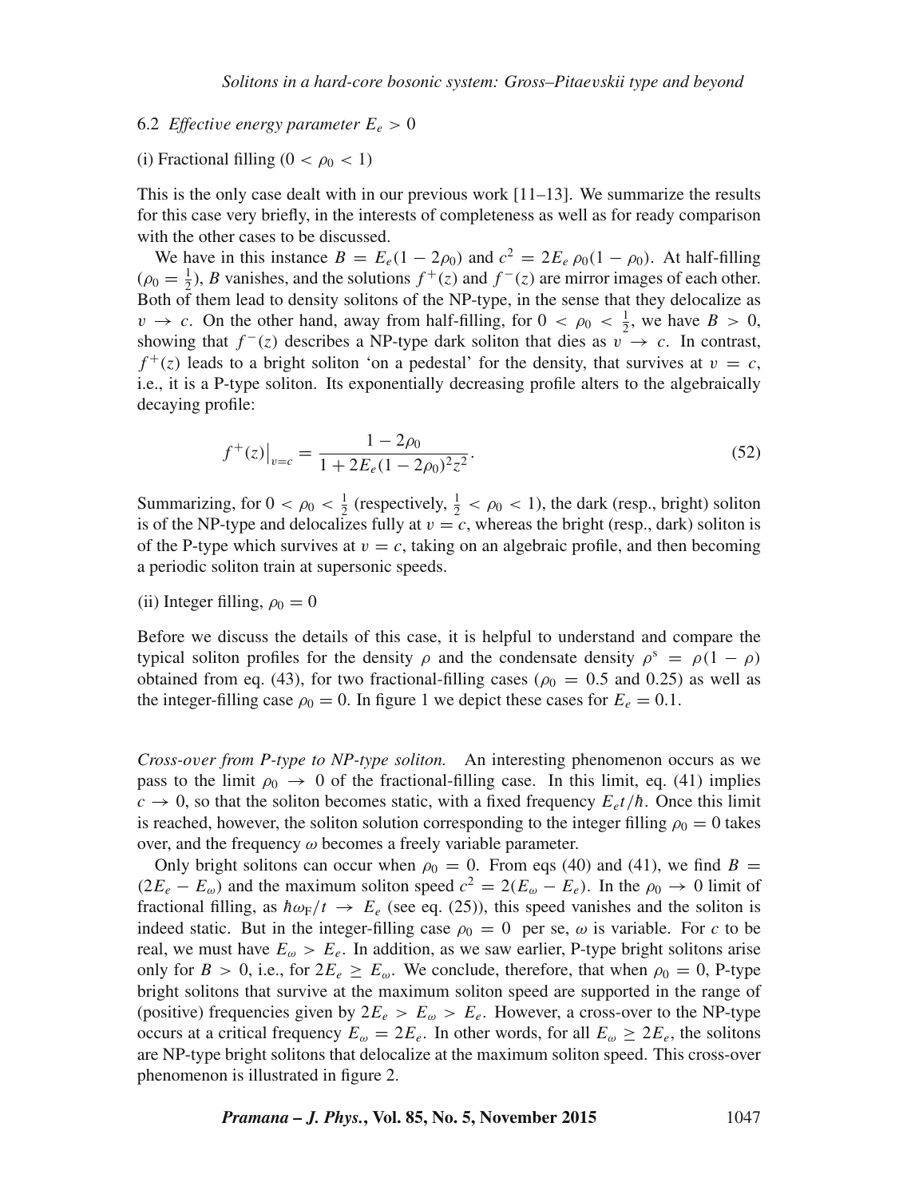### 6.2 *Effective energy parameter* $E_e > 0$

(i) Fractional filling ($0 < \rho_0 < 1$)

This is the only case dealt with in our previous work [11–13]. We summarize the results for this case very briefly, in the interests of completeness as well as for ready comparison with the other cases to be discussed.

We have in this instance $B = E_e(1 - 2\rho_0)$ and $c^2 = 2E_e\,\rho_0(1 - \rho_0)$. At half-filling ($\rho_0 = \frac{1}{2}$), $B$ vanishes, and the solutions $f^+(z)$ and $f^-(z)$ are mirror images of each other. Both of them lead to density solitons of the NP-type, in the sense that they delocalize as $v \to c$. On the other hand, away from half-filling, for $0 < \rho_0 < \frac{1}{2}$, we have $B > 0$, showing that $f^-(z)$ describes a NP-type dark soliton that dies as $v \to c$. In contrast, $f^+(z)$ leads to a bright soliton 'on a pedestal' for the density, that survives at $v = c$, i.e., it is a P-type soliton. Its exponentially decreasing profile alters to the algebraically decaying profile:

$$f^+(z)\big|_{v=c} = \frac{1 - 2\rho_0}{1 + 2E_e(1 - 2\rho_0)^2 z^2}. \tag{52}$$

Summarizing, for $0 < \rho_0 < \frac{1}{2}$ (respectively, $\frac{1}{2} < \rho_0 < 1$), the dark (resp., bright) soliton is of the NP-type and delocalizes fully at $v = c$, whereas the bright (resp., dark) soliton is of the P-type which survives at $v = c$, taking on an algebraic profile, and then becoming a periodic soliton train at supersonic speeds.

(ii) Integer filling, $\rho_0 = 0$

Before we discuss the details of this case, it is helpful to understand and compare the typical soliton profiles for the density $\rho$ and the condensate density $\rho^s = \rho(1 - \rho)$ obtained from eq. (43), for two fractional-filling cases ($\rho_0 = 0.5$ and $0.25$) as well as the integer-filling case $\rho_0 = 0$. In figure 1 we depict these cases for $E_e = 0.1$.

*Cross-over from P-type to NP-type soliton.* An interesting phenomenon occurs as we pass to the limit $\rho_0 \to 0$ of the fractional-filling case. In this limit, eq. (41) implies $c \to 0$, so that the soliton becomes static, with a fixed frequency $E_e t/\hbar$. Once this limit is reached, however, the soliton solution corresponding to the integer filling $\rho_0 = 0$ takes over, and the frequency $\omega$ becomes a freely variable parameter.

Only bright solitons can occur when $\rho_0 = 0$. From eqs (40) and (41), we find $B = (2E_e - E_\omega)$ and the maximum soliton speed $c^2 = 2(E_\omega - E_e)$. In the $\rho_0 \to 0$ limit of fractional filling, as $\hbar\omega_{\mathrm{F}}/t \to E_e$ (see eq. (25)), this speed vanishes and the soliton is indeed static. But in the integer-filling case $\rho_0 = 0$ per se, $\omega$ is variable. For $c$ to be real, we must have $E_\omega > E_e$. In addition, as we saw earlier, P-type bright solitons arise only for $B > 0$, i.e., for $2E_e \geq E_\omega$. We conclude, therefore, that when $\rho_0 = 0$, P-type bright solitons that survive at the maximum soliton speed are supported in the range of (positive) frequencies given by $2E_e > E_\omega > E_e$. However, a cross-over to the NP-type occurs at a critical frequency $E_\omega = 2E_e$. In other words, for all $E_\omega \geq 2E_e$, the solitons are NP-type bright solitons that delocalize at the maximum soliton speed. This cross-over phenomenon is illustrated in figure 2.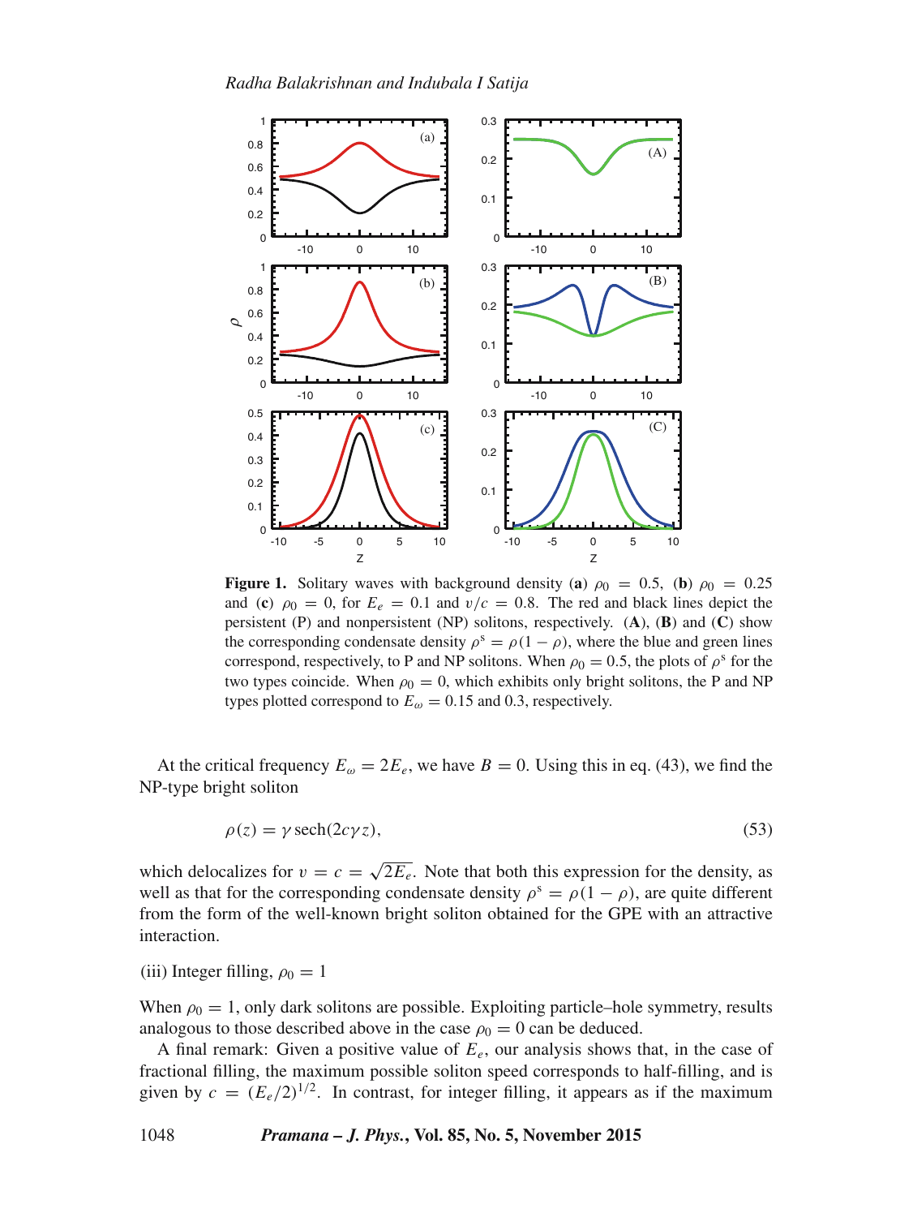**Figure 1.** Solitary waves with background density (**a**) $\rho_0 = 0.5$, (**b**) $\rho_0 = 0.25$ and (**c**) $\rho_0 = 0$, for $E_e = 0.1$ and $v/c = 0.8$. The red and black lines depict the persistent (P) and nonpersistent (NP) solitons, respectively. (**A**), (**B**) and (**C**) show the corresponding condensate density $\rho^s = \rho(1-\rho)$, where the blue and green lines correspond, respectively, to P and NP solitons. When $\rho_0 = 0.5$, the plots of $\rho^s$ for the two types coincide. When $\rho_0 = 0$, which exhibits only bright solitons, the P and NP types plotted correspond to $E_\omega = 0.15$ and $0.3$, respectively.

At the critical frequency $E_\omega = 2E_e$, we have $B = 0$. Using this in eq. (43), we find the NP-type bright soliton

$$\rho(z) = \gamma \,\mathrm{sech}(2c\gamma z), \tag{53}$$

which delocalizes for $v = c = \sqrt{2E_e}$. Note that both this expression for the density, as well as that for the corresponding condensate density $\rho^s = \rho(1-\rho)$, are quite different from the form of the well-known bright soliton obtained for the GPE with an attractive interaction.

(iii) Integer filling, $\rho_0 = 1$

When $\rho_0 = 1$, only dark solitons are possible. Exploiting particle–hole symmetry, results analogous to those described above in the case $\rho_0 = 0$ can be deduced.

A final remark: Given a positive value of $E_e$, our analysis shows that, in the case of fractional filling, the maximum possible soliton speed corresponds to half-filling, and is given by $c = (E_e/2)^{1/2}$. In contrast, for integer filling, it appears as if the maximum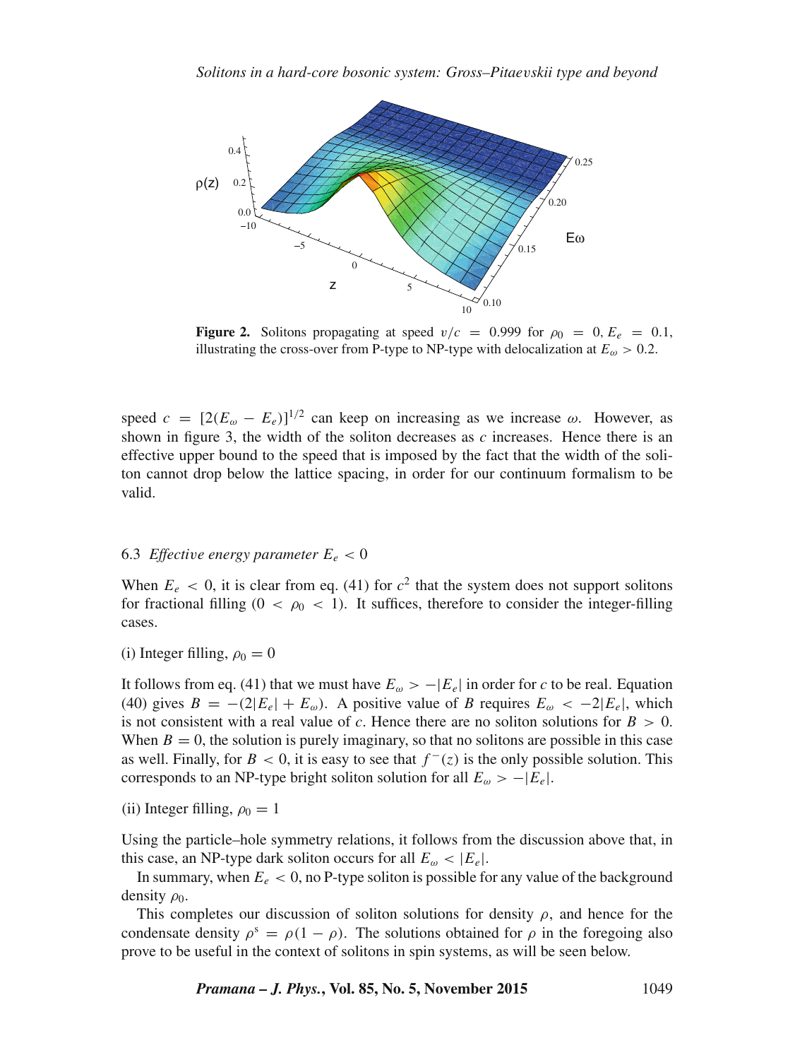**Figure 2.** Solitons propagating at speed $v/c = 0.999$ for $\rho_0 = 0, E_e = 0.1$, illustrating the cross-over from P-type to NP-type with delocalization at $E_\omega > 0.2$.

speed $c = [2(E_\omega - E_e)]^{1/2}$ can keep on increasing as we increase $\omega$. However, as shown in figure 3, the width of the soliton decreases as $c$ increases. Hence there is an effective upper bound to the speed that is imposed by the fact that the width of the soliton cannot drop below the lattice spacing, in order for our continuum formalism to be valid.

### 6.3 *Effective energy parameter* $E_e < 0$

When $E_e < 0$, it is clear from eq. (41) for $c^2$ that the system does not support solitons for fractional filling ($0 < \rho_0 < 1$). It suffices, therefore to consider the integer-filling cases.

(i) Integer filling, $\rho_0 = 0$

It follows from eq. (41) that we must have $E_\omega > -|E_e|$ in order for $c$ to be real. Equation (40) gives $B = -(2|E_e| + E_\omega)$. A positive value of $B$ requires $E_\omega < -2|E_e|$, which is not consistent with a real value of $c$. Hence there are no soliton solutions for $B > 0$. When $B = 0$, the solution is purely imaginary, so that no solitons are possible in this case as well. Finally, for $B < 0$, it is easy to see that $f^-(z)$ is the only possible solution. This corresponds to an NP-type bright soliton solution for all $E_\omega > -|E_e|$.

(ii) Integer filling, $\rho_0 = 1$

Using the particle–hole symmetry relations, it follows from the discussion above that, in this case, an NP-type dark soliton occurs for all $E_\omega < |E_e|$.

In summary, when $E_e < 0$, no P-type soliton is possible for any value of the background density $\rho_0$.

This completes our discussion of soliton solutions for density $\rho$, and hence for the condensate density $\rho^s = \rho(1 - \rho)$. The solutions obtained for $\rho$ in the foregoing also prove to be useful in the context of solitons in spin systems, as will be seen below.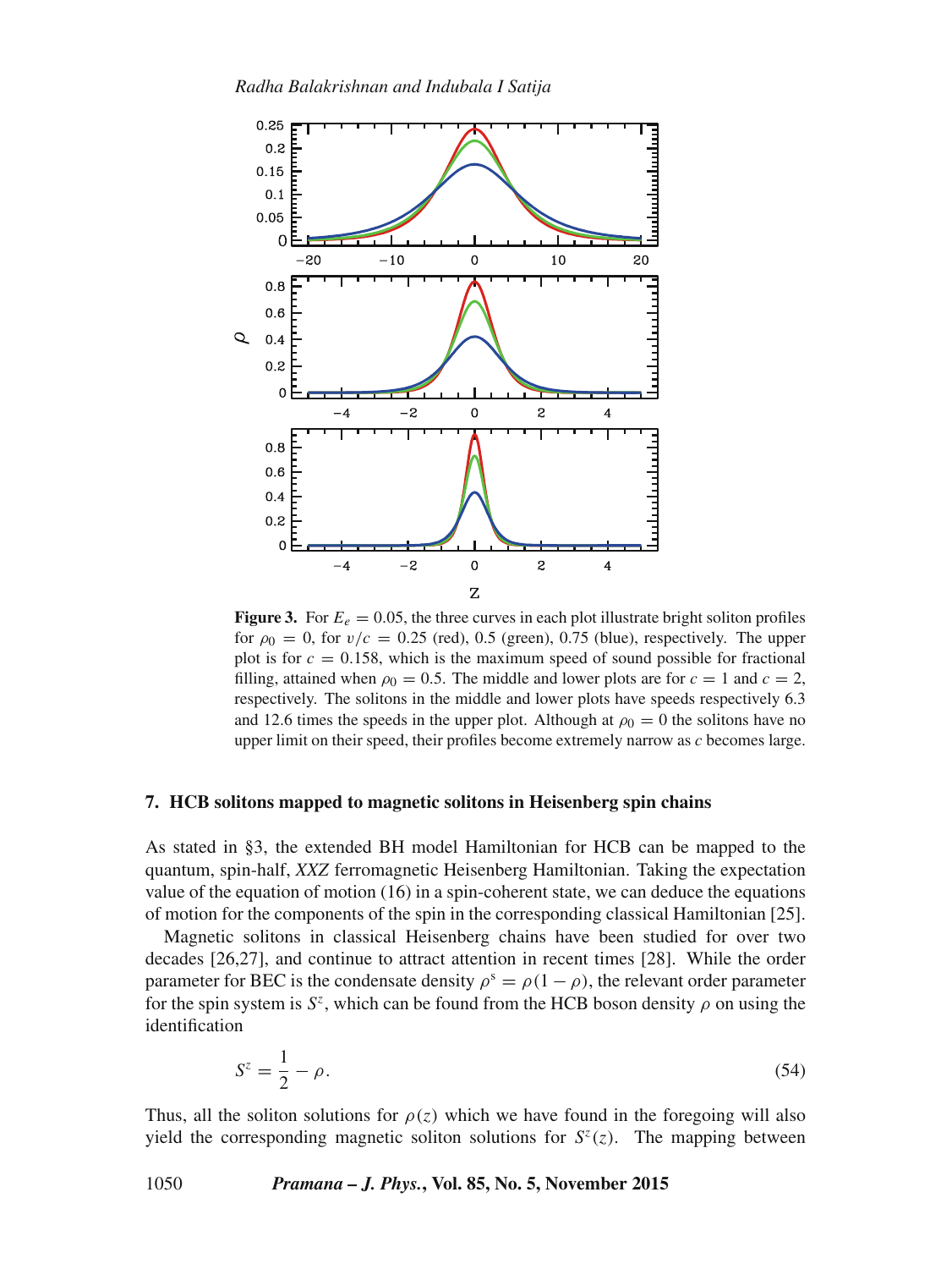**Figure 3.** For $E_e = 0.05$, the three curves in each plot illustrate bright soliton profiles for $\rho_0 = 0$, for $v/c = 0.25$ (red), 0.5 (green), 0.75 (blue), respectively. The upper plot is for $c = 0.158$, which is the maximum speed of sound possible for fractional filling, attained when $\rho_0 = 0.5$. The middle and lower plots are for $c = 1$ and $c = 2$, respectively. The solitons in the middle and lower plots have speeds respectively 6.3 and 12.6 times the speeds in the upper plot. Although at $\rho_0 = 0$ the solitons have no upper limit on their speed, their profiles become extremely narrow as $c$ becomes large.

## 7. HCB solitons mapped to magnetic solitons in Heisenberg spin chains

As stated in §3, the extended BH model Hamiltonian for HCB can be mapped to the quantum, spin-half, *XXZ* ferromagnetic Heisenberg Hamiltonian. Taking the expectation value of the equation of motion (16) in a spin-coherent state, we can deduce the equations of motion for the components of the spin in the corresponding classical Hamiltonian [25].

Magnetic solitons in classical Heisenberg chains have been studied for over two decades [26,27], and continue to attract attention in recent times [28]. While the order parameter for BEC is the condensate density $\rho^s = \rho(1 - \rho)$, the relevant order parameter for the spin system is $S^z$, which can be found from the HCB boson density $\rho$ on using the identification

$$S^z = \frac{1}{2} - \rho. \tag{54}$$

Thus, all the soliton solutions for $\rho(z)$ which we have found in the foregoing will also yield the corresponding magnetic soliton solutions for $S^z(z)$. The mapping between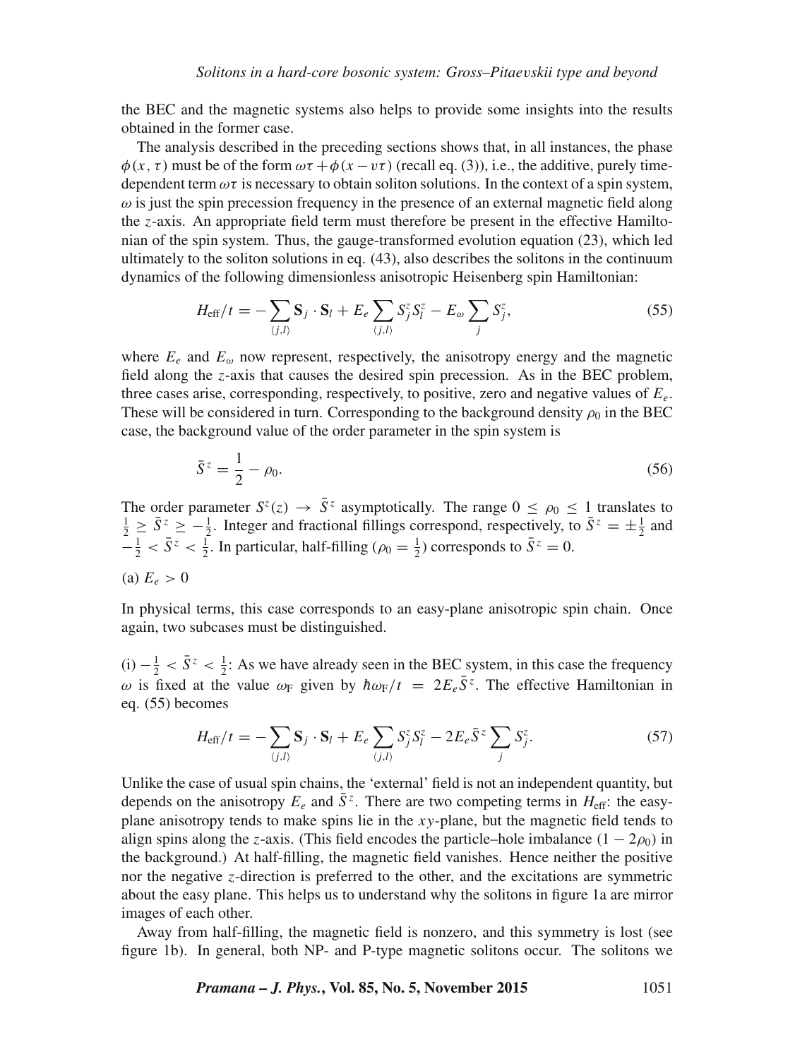the BEC and the magnetic systems also helps to provide some insights into the results obtained in the former case.

The analysis described in the preceding sections shows that, in all instances, the phase $\phi(x, \tau)$ must be of the form $\omega\tau + \phi(x - v\tau)$ (recall eq. (3)), i.e., the additive, purely time-dependent term $\omega\tau$ is necessary to obtain soliton solutions. In the context of a spin system, $\omega$ is just the spin precession frequency in the presence of an external magnetic field along the $z$-axis. An appropriate field term must therefore be present in the effective Hamiltonian of the spin system. Thus, the gauge-transformed evolution equation (23), which led ultimately to the soliton solutions in eq. (43), also describes the solitons in the continuum dynamics of the following dimensionless anisotropic Heisenberg spin Hamiltonian:

$$H_{\text{eff}}/t = -\sum_{\langle j,l\rangle} \mathbf{S}_j \cdot \mathbf{S}_l + E_e \sum_{\langle j,l\rangle} S_j^z S_l^z - E_\omega \sum_j S_j^z, \tag{55}$$

where $E_e$ and $E_\omega$ now represent, respectively, the anisotropy energy and the magnetic field along the $z$-axis that causes the desired spin precession. As in the BEC problem, three cases arise, corresponding, respectively, to positive, zero and negative values of $E_e$. These will be considered in turn. Corresponding to the background density $\rho_0$ in the BEC case, the background value of the order parameter in the spin system is

$$\bar{S}^z = \frac{1}{2} - \rho_0. \tag{56}$$

The order parameter $S^z(z) \to \bar{S}^z$ asymptotically. The range $0 \le \rho_0 \le 1$ translates to $\frac{1}{2} \ge \bar{S}^z \ge -\frac{1}{2}$. Integer and fractional fillings correspond, respectively, to $\bar{S}^z = \pm\frac{1}{2}$ and $-\frac{1}{2} < \bar{S}^z < \frac{1}{2}$. In particular, half-filling ($\rho_0 = \frac{1}{2}$) corresponds to $\bar{S}^z = 0$.

(a) $E_e > 0$

In physical terms, this case corresponds to an easy-plane anisotropic spin chain. Once again, two subcases must be distinguished.

(i) $-\frac{1}{2} < \bar{S}^z < \frac{1}{2}$: As we have already seen in the BEC system, in this case the frequency $\omega$ is fixed at the value $\omega_{\text{F}}$ given by $\hbar\omega_{\text{F}}/t = 2E_e\bar{S}^z$. The effective Hamiltonian in eq. (55) becomes

$$H_{\text{eff}}/t = -\sum_{\langle j,l\rangle} \mathbf{S}_j \cdot \mathbf{S}_l + E_e \sum_{\langle j,l\rangle} S_j^z S_l^z - 2E_e\bar{S}^z \sum_j S_j^z. \tag{57}$$

Unlike the case of usual spin chains, the 'external' field is not an independent quantity, but depends on the anisotropy $E_e$ and $\bar{S}^z$. There are two competing terms in $H_{\text{eff}}$: the easy-plane anisotropy tends to make spins lie in the $xy$-plane, but the magnetic field tends to align spins along the $z$-axis. (This field encodes the particle–hole imbalance $(1 - 2\rho_0)$ in the background.) At half-filling, the magnetic field vanishes. Hence neither the positive nor the negative $z$-direction is preferred to the other, and the excitations are symmetric about the easy plane. This helps us to understand why the solitons in figure 1a are mirror images of each other.

Away from half-filling, the magnetic field is nonzero, and this symmetry is lost (see figure 1b). In general, both NP- and P-type magnetic solitons occur. The solitons we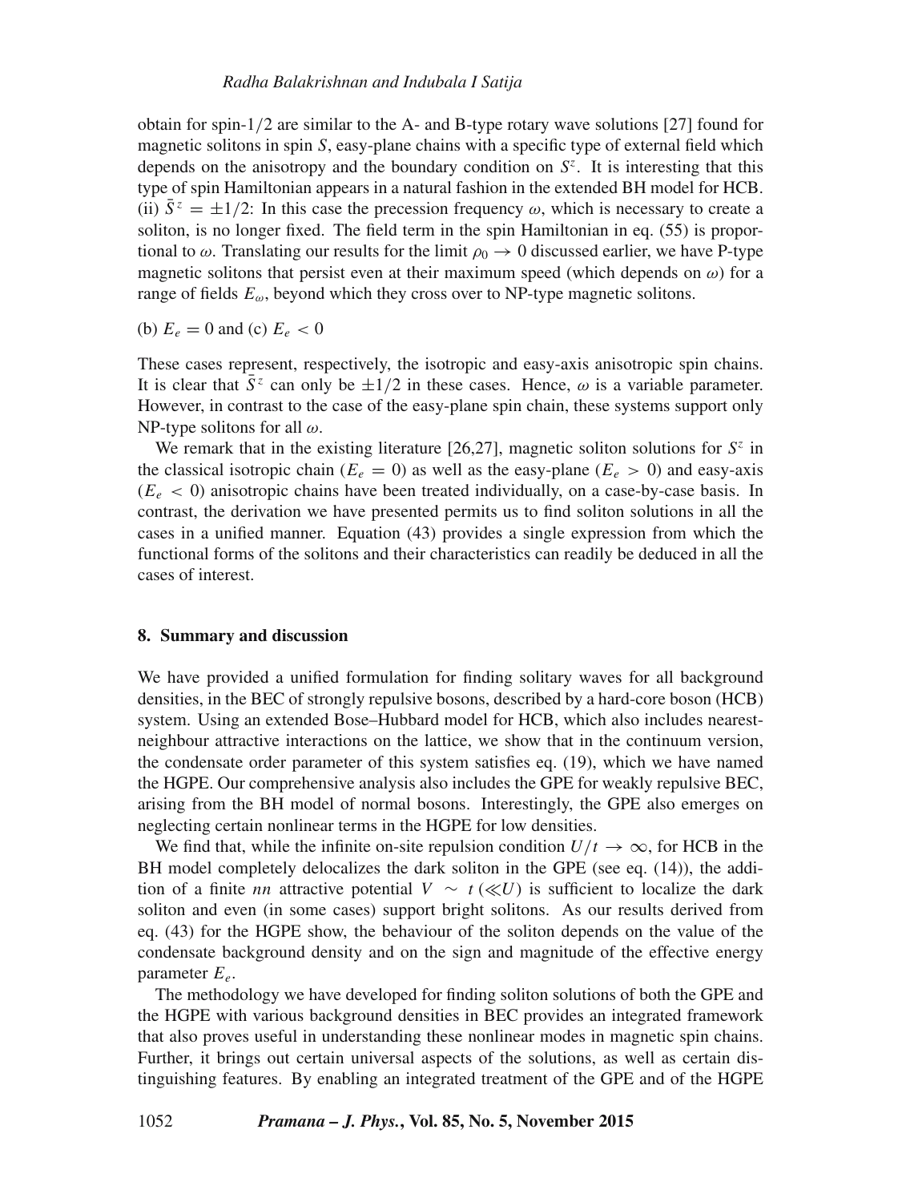obtain for spin-1/2 are similar to the A- and B-type rotary wave solutions [27] found for magnetic solitons in spin $S$, easy-plane chains with a specific type of external field which depends on the anisotropy and the boundary condition on $S^z$. It is interesting that this type of spin Hamiltonian appears in a natural fashion in the extended BH model for HCB. (ii) $\bar{S}^z = \pm 1/2$: In this case the precession frequency $\omega$, which is necessary to create a soliton, is no longer fixed. The field term in the spin Hamiltonian in eq. (55) is proportional to $\omega$. Translating our results for the limit $\rho_0 \to 0$ discussed earlier, we have P-type magnetic solitons that persist even at their maximum speed (which depends on $\omega$) for a range of fields $E_\omega$, beyond which they cross over to NP-type magnetic solitons.

(b) $E_e = 0$ and (c) $E_e < 0$

These cases represent, respectively, the isotropic and easy-axis anisotropic spin chains. It is clear that $\bar{S}^z$ can only be $\pm 1/2$ in these cases. Hence, $\omega$ is a variable parameter. However, in contrast to the case of the easy-plane spin chain, these systems support only NP-type solitons for all $\omega$.

We remark that in the existing literature [26,27], magnetic soliton solutions for $S^z$ in the classical isotropic chain ($E_e = 0$) as well as the easy-plane ($E_e > 0$) and easy-axis ($E_e < 0$) anisotropic chains have been treated individually, on a case-by-case basis. In contrast, the derivation we have presented permits us to find soliton solutions in all the cases in a unified manner. Equation (43) provides a single expression from which the functional forms of the solitons and their characteristics can readily be deduced in all the cases of interest.

## 8. Summary and discussion

We have provided a unified formulation for finding solitary waves for all background densities, in the BEC of strongly repulsive bosons, described by a hard-core boson (HCB) system. Using an extended Bose–Hubbard model for HCB, which also includes nearest-neighbour attractive interactions on the lattice, we show that in the continuum version, the condensate order parameter of this system satisfies eq. (19), which we have named the HGPE. Our comprehensive analysis also includes the GPE for weakly repulsive BEC, arising from the BH model of normal bosons. Interestingly, the GPE also emerges on neglecting certain nonlinear terms in the HGPE for low densities.

We find that, while the infinite on-site repulsion condition $U/t \to \infty$, for HCB in the BH model completely delocalizes the dark soliton in the GPE (see eq. (14)), the addition of a finite *nn* attractive potential $V \sim t\,(\ll U)$ is sufficient to localize the dark soliton and even (in some cases) support bright solitons. As our results derived from eq. (43) for the HGPE show, the behaviour of the soliton depends on the value of the condensate background density and on the sign and magnitude of the effective energy parameter $E_e$.

The methodology we have developed for finding soliton solutions of both the GPE and the HGPE with various background densities in BEC provides an integrated framework that also proves useful in understanding these nonlinear modes in magnetic spin chains. Further, it brings out certain universal aspects of the solutions, as well as certain distinguishing features. By enabling an integrated treatment of the GPE and of the HGPE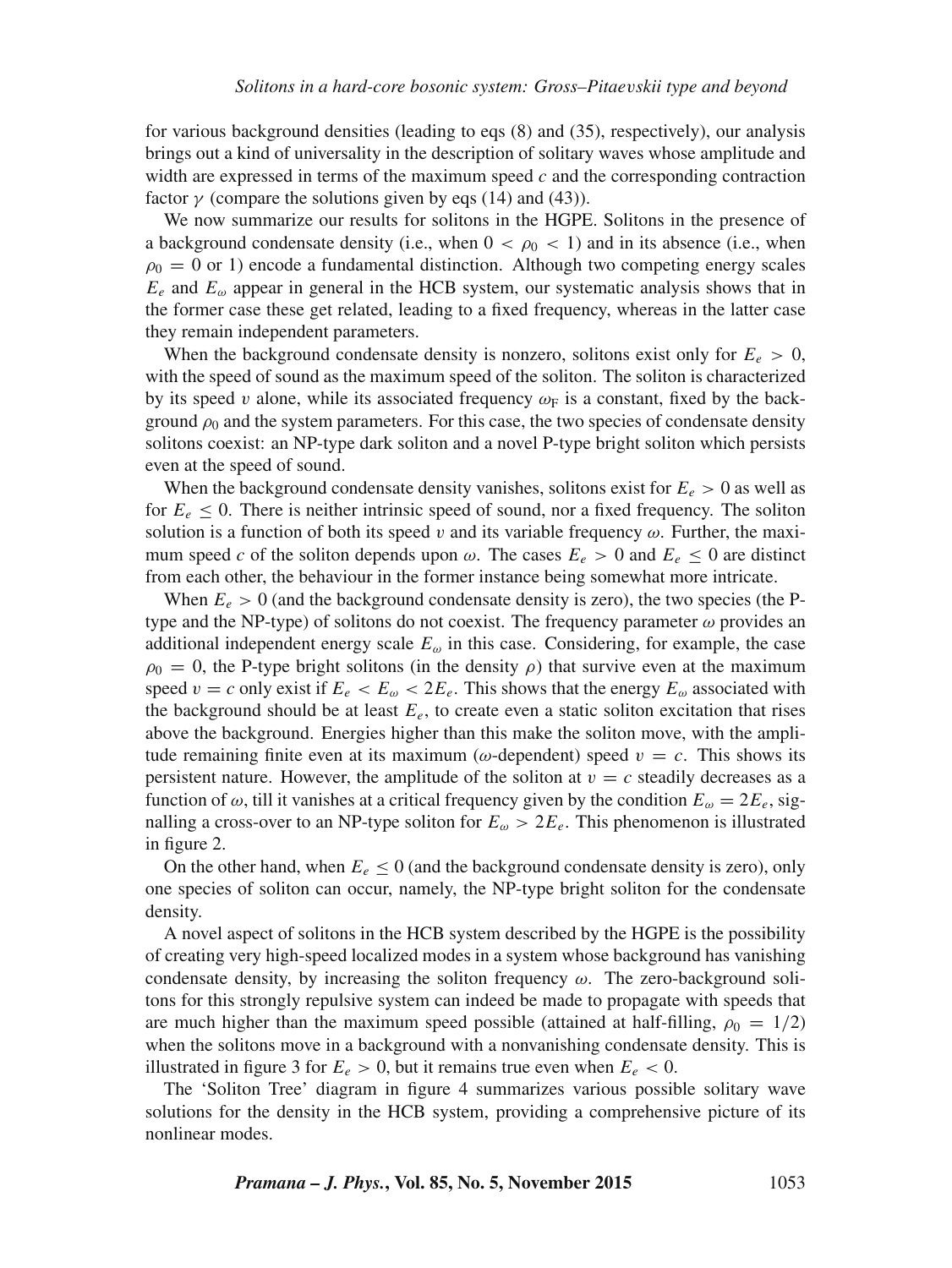for various background densities (leading to eqs (8) and (35), respectively), our analysis brings out a kind of universality in the description of solitary waves whose amplitude and width are expressed in terms of the maximum speed $c$ and the corresponding contraction factor $\gamma$ (compare the solutions given by eqs (14) and (43)).

We now summarize our results for solitons in the HGPE. Solitons in the presence of a background condensate density (i.e., when $0 < \rho_0 < 1$) and in its absence (i.e., when $\rho_0 = 0$ or 1) encode a fundamental distinction. Although two competing energy scales $E_e$ and $E_\omega$ appear in general in the HCB system, our systematic analysis shows that in the former case these get related, leading to a fixed frequency, whereas in the latter case they remain independent parameters.

When the background condensate density is nonzero, solitons exist only for $E_e > 0$, with the speed of sound as the maximum speed of the soliton. The soliton is characterized by its speed $v$ alone, while its associated frequency $\omega_{\mathrm{F}}$ is a constant, fixed by the background $\rho_0$ and the system parameters. For this case, the two species of condensate density solitons coexist: an NP-type dark soliton and a novel P-type bright soliton which persists even at the speed of sound.

When the background condensate density vanishes, solitons exist for $E_e > 0$ as well as for $E_e \leq 0$. There is neither intrinsic speed of sound, nor a fixed frequency. The soliton solution is a function of both its speed $v$ and its variable frequency $\omega$. Further, the maximum speed $c$ of the soliton depends upon $\omega$. The cases $E_e > 0$ and $E_e \leq 0$ are distinct from each other, the behaviour in the former instance being somewhat more intricate.

When $E_e > 0$ (and the background condensate density is zero), the two species (the P-type and the NP-type) of solitons do not coexist. The frequency parameter $\omega$ provides an additional independent energy scale $E_\omega$ in this case. Considering, for example, the case $\rho_0 = 0$, the P-type bright solitons (in the density $\rho$) that survive even at the maximum speed $v = c$ only exist if $E_e < E_\omega < 2E_e$. This shows that the energy $E_\omega$ associated with the background should be at least $E_e$, to create even a static soliton excitation that rises above the background. Energies higher than this make the soliton move, with the amplitude remaining finite even at its maximum ($\omega$-dependent) speed $v = c$. This shows its persistent nature. However, the amplitude of the soliton at $v = c$ steadily decreases as a function of $\omega$, till it vanishes at a critical frequency given by the condition $E_\omega = 2E_e$, signalling a cross-over to an NP-type soliton for $E_\omega > 2E_e$. This phenomenon is illustrated in figure 2.

On the other hand, when $E_e \leq 0$ (and the background condensate density is zero), only one species of soliton can occur, namely, the NP-type bright soliton for the condensate density.

A novel aspect of solitons in the HCB system described by the HGPE is the possibility of creating very high-speed localized modes in a system whose background has vanishing condensate density, by increasing the soliton frequency $\omega$. The zero-background solitons for this strongly repulsive system can indeed be made to propagate with speeds that are much higher than the maximum speed possible (attained at half-filling, $\rho_0 = 1/2$) when the solitons move in a background with a nonvanishing condensate density. This is illustrated in figure 3 for $E_e > 0$, but it remains true even when $E_e < 0$.

The 'Soliton Tree' diagram in figure 4 summarizes various possible solitary wave solutions for the density in the HCB system, providing a comprehensive picture of its nonlinear modes.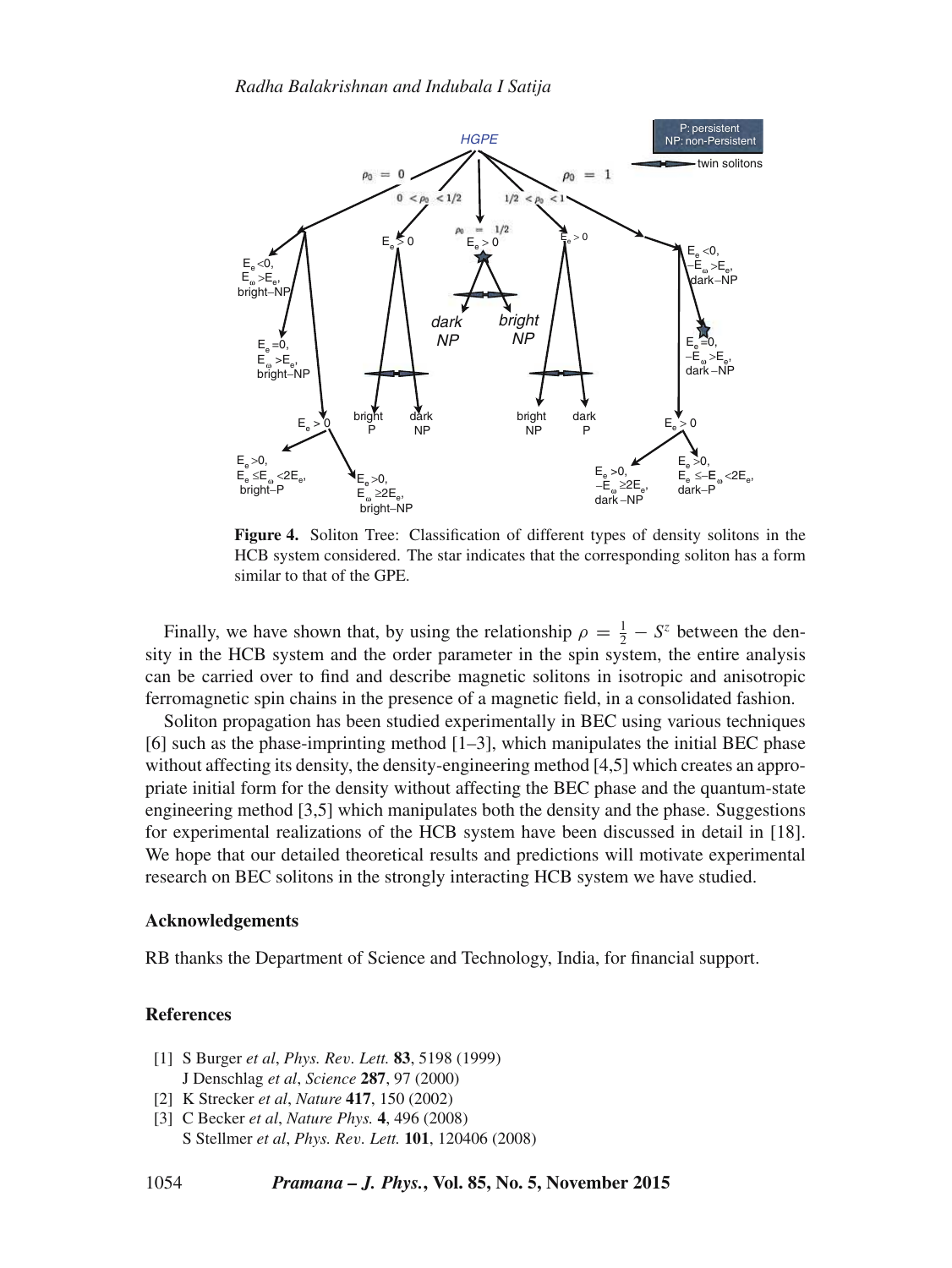**Figure 4.** Soliton Tree: Classification of different types of density solitons in the HCB system considered. The star indicates that the corresponding soliton has a form similar to that of the GPE.

Finally, we have shown that, by using the relationship $\rho = \frac{1}{2} - S^z$ between the density in the HCB system and the order parameter in the spin system, the entire analysis can be carried over to find and describe magnetic solitons in isotropic and anisotropic ferromagnetic spin chains in the presence of a magnetic field, in a consolidated fashion.

Soliton propagation has been studied experimentally in BEC using various techniques [6] such as the phase-imprinting method [1–3], which manipulates the initial BEC phase without affecting its density, the density-engineering method [4,5] which creates an appropriate initial form for the density without affecting the BEC phase and the quantum-state engineering method [3,5] which manipulates both the density and the phase. Suggestions for experimental realizations of the HCB system have been discussed in detail in [18]. We hope that our detailed theoretical results and predictions will motivate experimental research on BEC solitons in the strongly interacting HCB system we have studied.

### Acknowledgements

RB thanks the Department of Science and Technology, India, for financial support.

### References

[1] S Burger *et al*, *Phys. Rev. Lett.* **83**, 5198 (1999)
J Denschlag *et al*, *Science* **287**, 97 (2000)

[2] K Strecker *et al*, *Nature* **417**, 150 (2002)

[3] C Becker *et al*, *Nature Phys.* **4**, 496 (2008)
S Stellmer *et al*, *Phys. Rev. Lett.* **101**, 120406 (2008)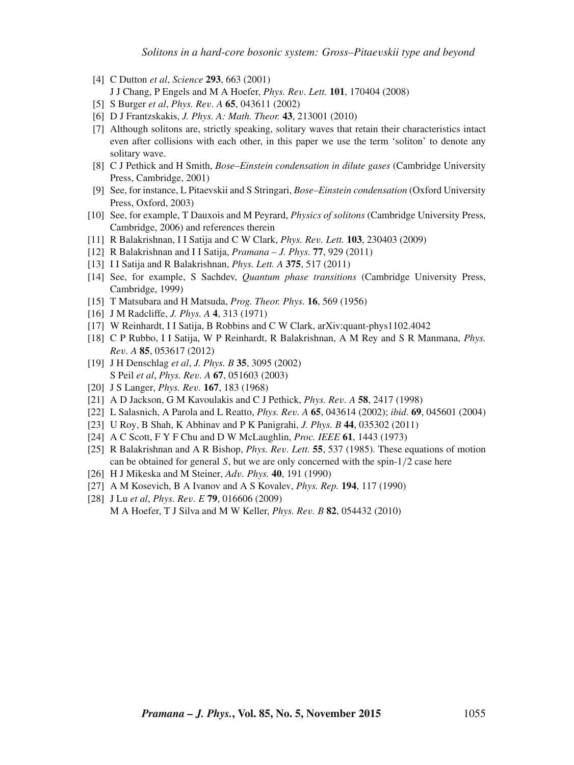[4] C Dutton *et al*, *Science* **293**, 663 (2001)
J J Chang, P Engels and M A Hoefer, *Phys. Rev. Lett.* **101**, 170404 (2008)

[5] S Burger *et al*, *Phys. Rev. A* **65**, 043611 (2002)

[6] D J Frantzskakis, *J. Phys. A: Math. Theor.* **43**, 213001 (2010)

[7] Although solitons are, strictly speaking, solitary waves that retain their characteristics intact even after collisions with each other, in this paper we use the term 'soliton' to denote any solitary wave.

[8] C J Pethick and H Smith, *Bose–Einstein condensation in dilute gases* (Cambridge University Press, Cambridge, 2001)

[9] See, for instance, L Pitaevskii and S Stringari, *Bose–Einstein condensation* (Oxford University Press, Oxford, 2003)

[10] See, for example, T Dauxois and M Peyrard, *Physics of solitons* (Cambridge University Press, Cambridge, 2006) and references therein

[11] R Balakrishnan, I I Satija and C W Clark, *Phys. Rev. Lett.* **103**, 230403 (2009)

[12] R Balakrishnan and I I Satija, *Pramana – J. Phys.* **77**, 929 (2011)

[13] I I Satija and R Balakrishnan, *Phys. Lett. A* **375**, 517 (2011)

[14] See, for example, S Sachdev, *Quantum phase transitions* (Cambridge University Press, Cambridge, 1999)

[15] T Matsubara and H Matsuda, *Prog. Theor. Phys.* **16**, 569 (1956)

[16] J M Radcliffe, *J. Phys. A* **4**, 313 (1971)

[17] W Reinhardt, I I Satija, B Robbins and C W Clark, arXiv:quant-phys1102.4042

[18] C P Rubbo, I I Satija, W P Reinhardt, R Balakrishnan, A M Rey and S R Manmana, *Phys. Rev. A* **85**, 053617 (2012)

[19] J H Denschlag *et al*, *J. Phys. B* **35**, 3095 (2002)
S Peil *et al*, *Phys. Rev. A* **67**, 051603 (2003)

[20] J S Langer, *Phys. Rev.* **167**, 183 (1968)

[21] A D Jackson, G M Kavoulakis and C J Pethick, *Phys. Rev. A* **58**, 2417 (1998)

[22] L Salasnich, A Parola and L Reatto, *Phys. Rev. A* **65**, 043614 (2002); *ibid*. **69**, 045601 (2004)

[23] U Roy, B Shah, K Abhinav and P K Panigrahi, *J. Phys. B* **44**, 035302 (2011)

[24] A C Scott, F Y F Chu and D W McLaughlin, *Proc. IEEE* **61**, 1443 (1973)

[25] R Balakrishnan and A R Bishop, *Phys. Rev. Lett.* **55**, 537 (1985). These equations of motion can be obtained for general $S$, but we are only concerned with the spin-$1/2$ case here

[26] H J Mikeska and M Steiner, *Adv. Phys.* **40**, 191 (1990)

[27] A M Kosevich, B A Ivanov and A S Kovalev, *Phys. Rep.* **194**, 117 (1990)

[28] J Lu *et al*, *Phys. Rev. E* **79**, 016606 (2009)
M A Hoefer, T J Silva and M W Keller, *Phys. Rev. B* **82**, 054432 (2010)